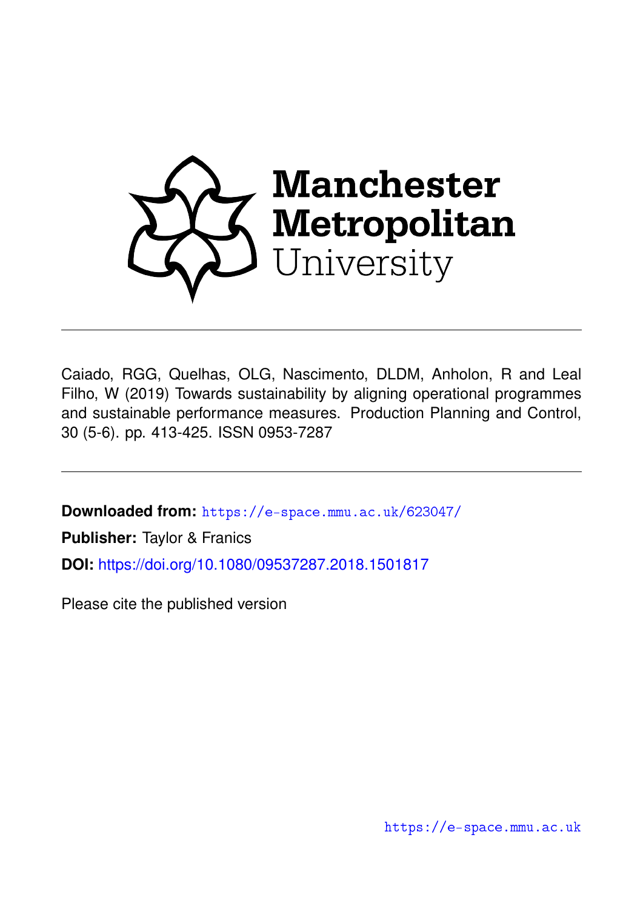Manchester Metropolitan University

Caiado, RGG, Quelhas, OLG, Nascimento, DLDM, Anholon, R and Leal Filho, W (2019) Towards sustainability by aligning operational programmes and sustainable performance measures. Production Planning and Control, 30 (5-6). pp. 413-425. ISSN 0953-7287

**Downloaded from:** https://e-space.mmu.ac.uk/623047/

**Publisher:** Taylor & Franics

**DOI:** https://doi.org/10.1080/09537287.2018.1501817

Please cite the published version

https://e-space.mmu.ac.uk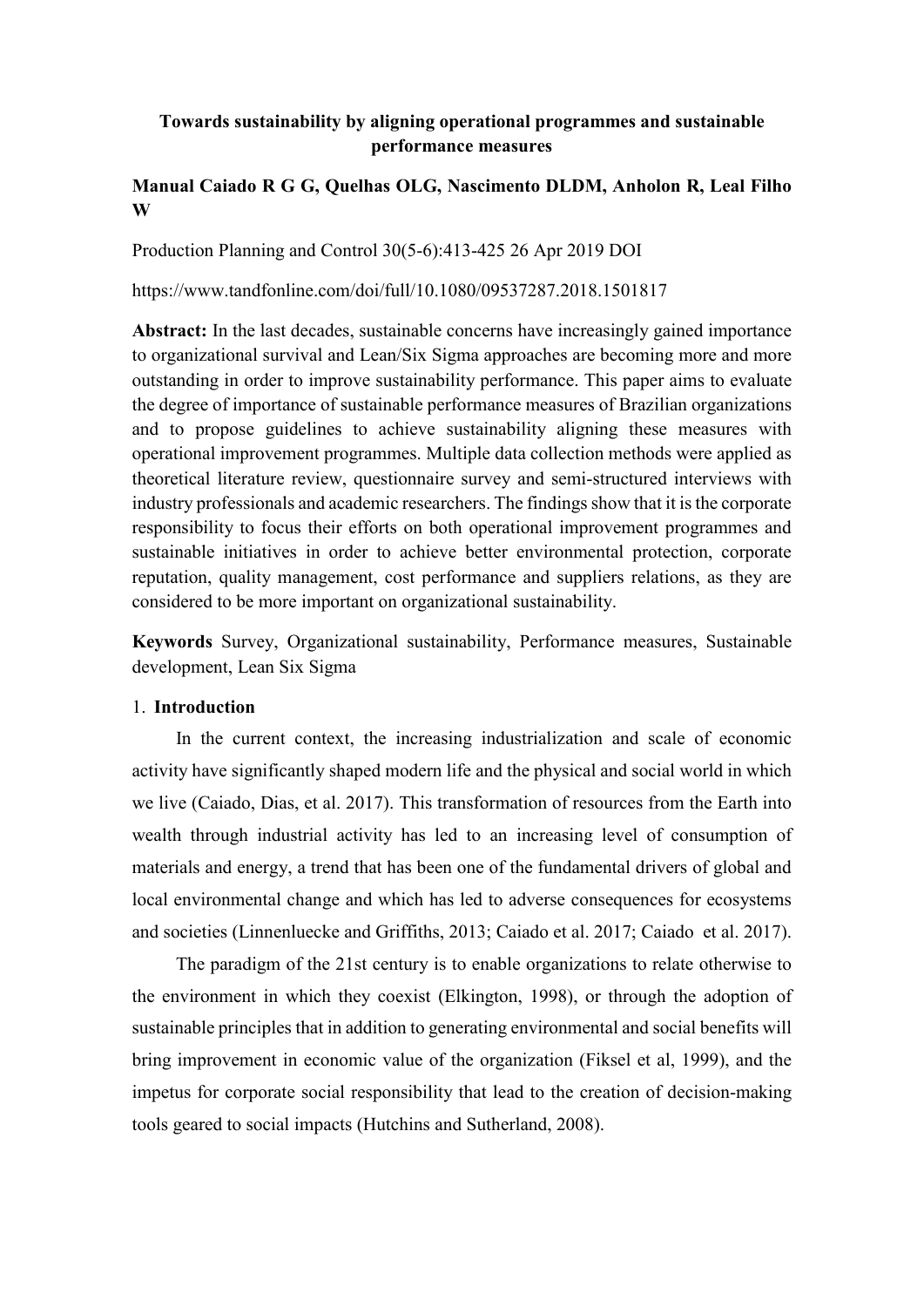**Towards sustainability by aligning operational programmes and sustainable performance measures**

**Manual Caiado R G G, Quelhas OLG, Nascimento DLDM, Anholon R, Leal Filho W**

Production Planning and Control 30(5-6):413-425 26 Apr 2019 DOI

https://www.tandfonline.com/doi/full/10.1080/09537287.2018.1501817

**Abstract:** In the last decades, sustainable concerns have increasingly gained importance to organizational survival and Lean/Six Sigma approaches are becoming more and more outstanding in order to improve sustainability performance. This paper aims to evaluate the degree of importance of sustainable performance measures of Brazilian organizations and to propose guidelines to achieve sustainability aligning these measures with operational improvement programmes. Multiple data collection methods were applied as theoretical literature review, questionnaire survey and semi-structured interviews with industry professionals and academic researchers. The findings show that it is the corporate responsibility to focus their efforts on both operational improvement programmes and sustainable initiatives in order to achieve better environmental protection, corporate reputation, quality management, cost performance and suppliers relations, as they are considered to be more important on organizational sustainability.

**Keywords** Survey, Organizational sustainability, Performance measures, Sustainable development, Lean Six Sigma

## 1. **Introduction**

In the current context, the increasing industrialization and scale of economic activity have significantly shaped modern life and the physical and social world in which we live (Caiado, Dias, et al. 2017). This transformation of resources from the Earth into wealth through industrial activity has led to an increasing level of consumption of materials and energy, a trend that has been one of the fundamental drivers of global and local environmental change and which has led to adverse consequences for ecosystems and societies (Linnenluecke and Griffiths, 2013; Caiado et al. 2017; Caiado et al. 2017).

The paradigm of the 21st century is to enable organizations to relate otherwise to the environment in which they coexist (Elkington, 1998), or through the adoption of sustainable principles that in addition to generating environmental and social benefits will bring improvement in economic value of the organization (Fiksel et al, 1999), and the impetus for corporate social responsibility that lead to the creation of decision-making tools geared to social impacts (Hutchins and Sutherland, 2008).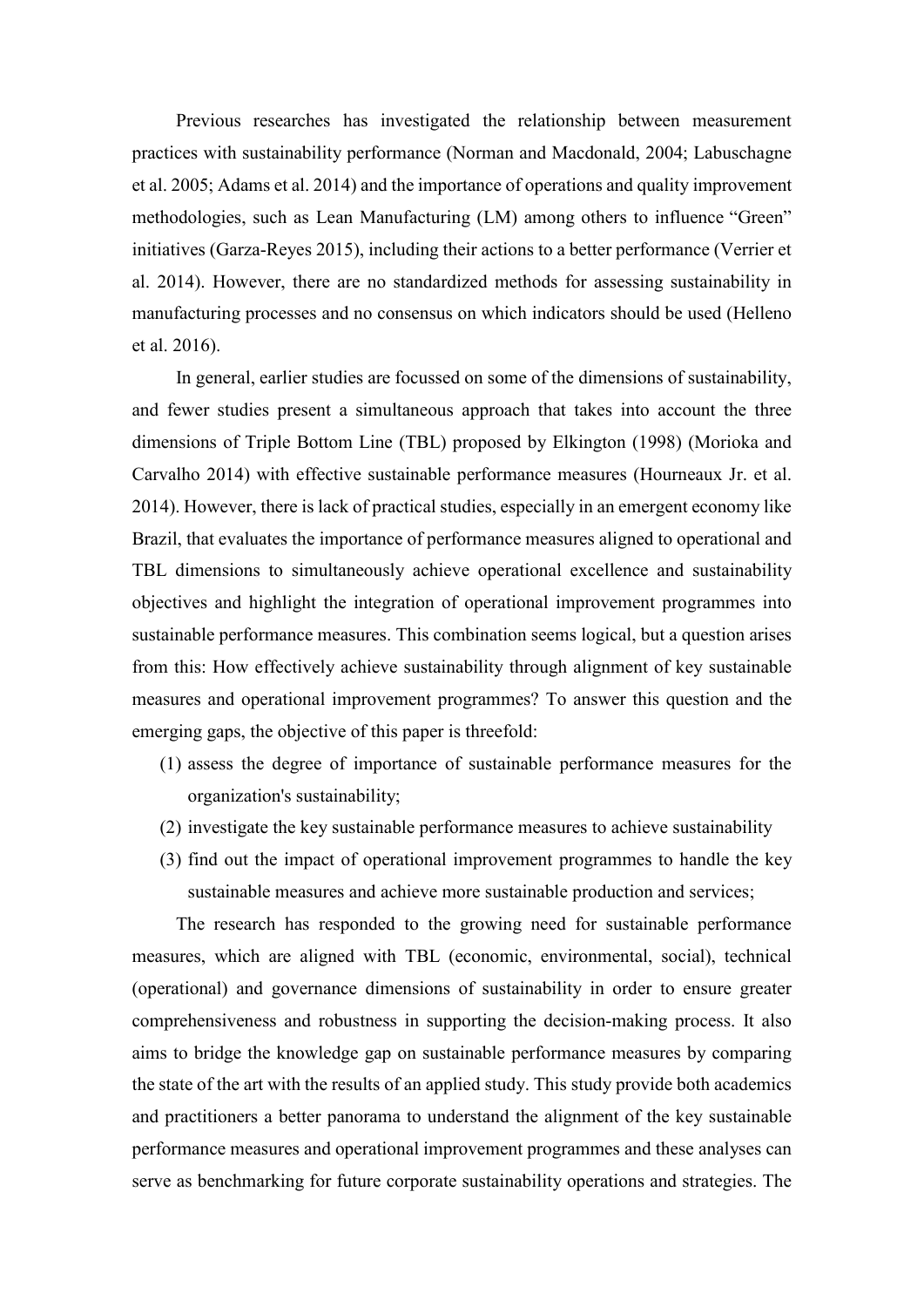Previous researches has investigated the relationship between measurement practices with sustainability performance (Norman and Macdonald, 2004; Labuschagne et al. 2005; Adams et al. 2014) and the importance of operations and quality improvement methodologies, such as Lean Manufacturing (LM) among others to influence "Green" initiatives (Garza-Reyes 2015), including their actions to a better performance (Verrier et al. 2014). However, there are no standardized methods for assessing sustainability in manufacturing processes and no consensus on which indicators should be used (Helleno et al. 2016).

In general, earlier studies are focussed on some of the dimensions of sustainability, and fewer studies present a simultaneous approach that takes into account the three dimensions of Triple Bottom Line (TBL) proposed by Elkington (1998) (Morioka and Carvalho 2014) with effective sustainable performance measures (Hourneaux Jr. et al. 2014). However, there is lack of practical studies, especially in an emergent economy like Brazil, that evaluates the importance of performance measures aligned to operational and TBL dimensions to simultaneously achieve operational excellence and sustainability objectives and highlight the integration of operational improvement programmes into sustainable performance measures. This combination seems logical, but a question arises from this: How effectively achieve sustainability through alignment of key sustainable measures and operational improvement programmes? To answer this question and the emerging gaps, the objective of this paper is threefold:

(1) assess the degree of importance of sustainable performance measures for the organization's sustainability;
(2) investigate the key sustainable performance measures to achieve sustainability
(3) find out the impact of operational improvement programmes to handle the key sustainable measures and achieve more sustainable production and services;

The research has responded to the growing need for sustainable performance measures, which are aligned with TBL (economic, environmental, social), technical (operational) and governance dimensions of sustainability in order to ensure greater comprehensiveness and robustness in supporting the decision-making process. It also aims to bridge the knowledge gap on sustainable performance measures by comparing the state of the art with the results of an applied study. This study provide both academics and practitioners a better panorama to understand the alignment of the key sustainable performance measures and operational improvement programmes and these analyses can serve as benchmarking for future corporate sustainability operations and strategies. The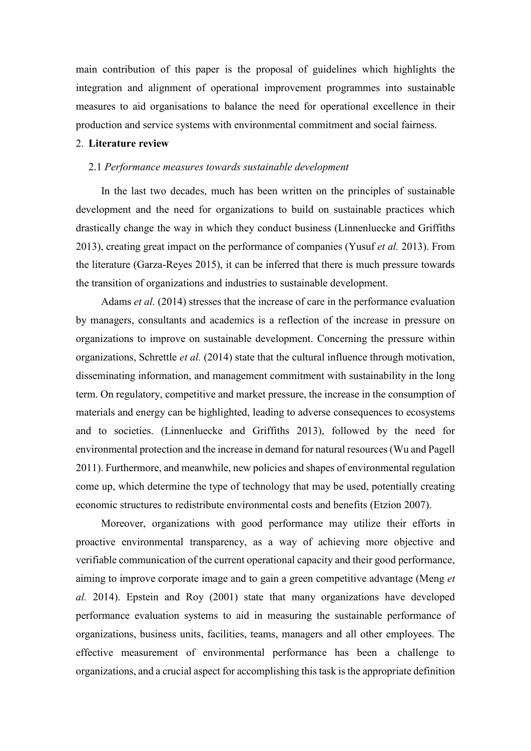main contribution of this paper is the proposal of guidelines which highlights the integration and alignment of operational improvement programmes into sustainable measures to aid organisations to balance the need for operational excellence in their production and service systems with environmental commitment and social fairness.

## 2. **Literature review**

### 2.1 *Performance measures towards sustainable development*

In the last two decades, much has been written on the principles of sustainable development and the need for organizations to build on sustainable practices which drastically change the way in which they conduct business (Linnenluecke and Griffiths 2013), creating great impact on the performance of companies (Yusuf *et al.* 2013). From the literature (Garza-Reyes 2015), it can be inferred that there is much pressure towards the transition of organizations and industries to sustainable development.

Adams *et al.* (2014) stresses that the increase of care in the performance evaluation by managers, consultants and academics is a reflection of the increase in pressure on organizations to improve on sustainable development. Concerning the pressure within organizations, Schrettle *et al.* (2014) state that the cultural influence through motivation, disseminating information, and management commitment with sustainability in the long term. On regulatory, competitive and market pressure, the increase in the consumption of materials and energy can be highlighted, leading to adverse consequences to ecosystems and to societies. (Linnenluecke and Griffiths 2013), followed by the need for environmental protection and the increase in demand for natural resources (Wu and Pagell 2011). Furthermore, and meanwhile, new policies and shapes of environmental regulation come up, which determine the type of technology that may be used, potentially creating economic structures to redistribute environmental costs and benefits (Etzion 2007).

Moreover, organizations with good performance may utilize their efforts in proactive environmental transparency, as a way of achieving more objective and verifiable communication of the current operational capacity and their good performance, aiming to improve corporate image and to gain a green competitive advantage (Meng *et al.* 2014). Epstein and Roy (2001) state that many organizations have developed performance evaluation systems to aid in measuring the sustainable performance of organizations, business units, facilities, teams, managers and all other employees. The effective measurement of environmental performance has been a challenge to organizations, and a crucial aspect for accomplishing this task is the appropriate definition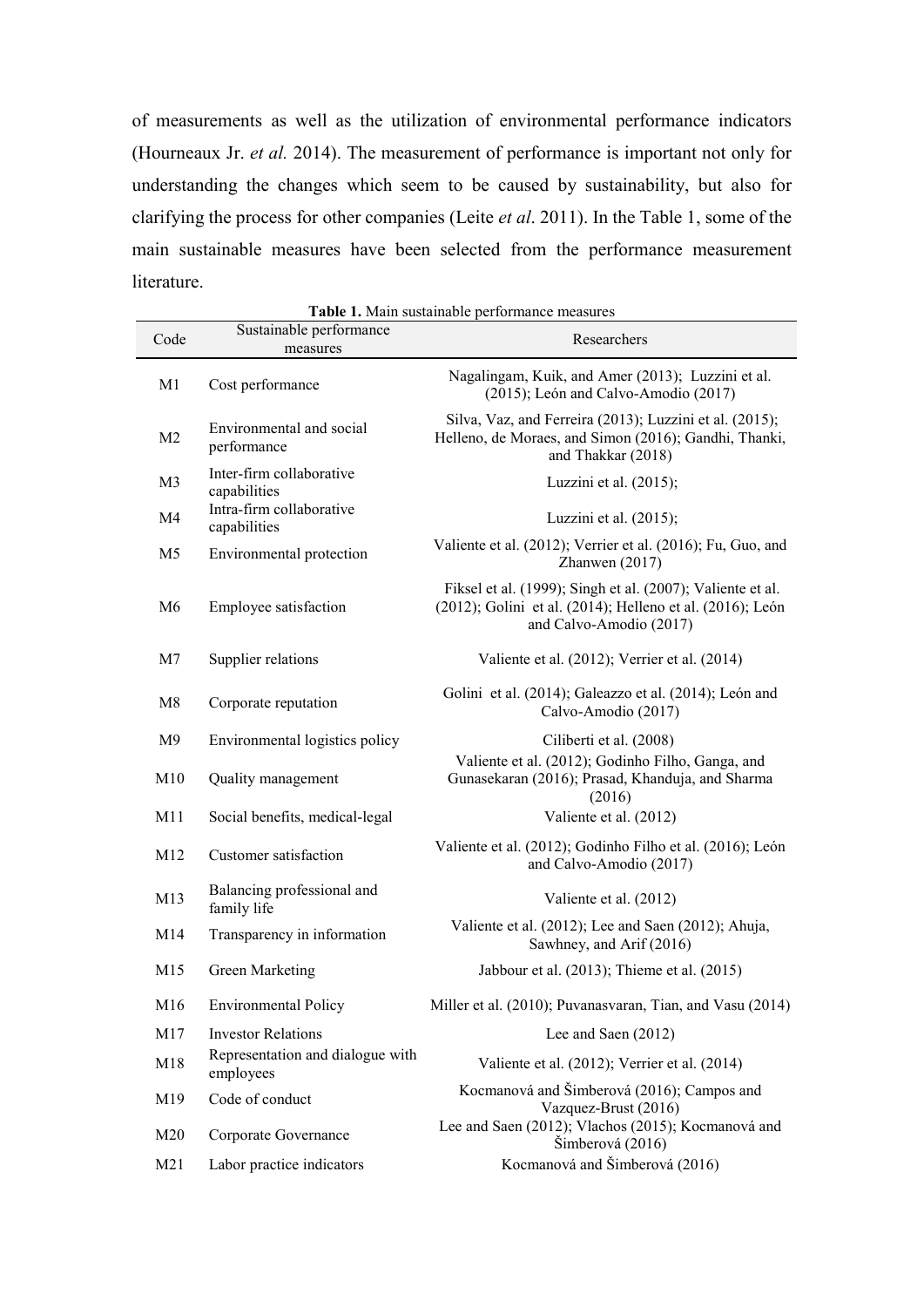of measurements as well as the utilization of environmental performance indicators (Hourneaux Jr. *et al.* 2014). The measurement of performance is important not only for understanding the changes which seem to be caused by sustainability, but also for clarifying the process for other companies (Leite *et al*. 2011). In the Table 1, some of the main sustainable measures have been selected from the performance measurement literature.

**Table 1.** Main sustainable performance measures

| Code | Sustainable performance measures | Researchers |
|---|---|---|
| M1 | Cost performance | Nagalingam, Kuik, and Amer (2013); Luzzini et al. (2015); León and Calvo-Amodio (2017) |
| M2 | Environmental and social performance | Silva, Vaz, and Ferreira (2013); Luzzini et al. (2015); Helleno, de Moraes, and Simon (2016); Gandhi, Thanki, and Thakkar (2018) |
| M3 | Inter-firm collaborative capabilities | Luzzini et al. (2015); |
| M4 | Intra-firm collaborative capabilities | Luzzini et al. (2015); |
| M5 | Environmental protection | Valiente et al. (2012); Verrier et al. (2016); Fu, Guo, and Zhanwen (2017) |
| M6 | Employee satisfaction | Fiksel et al. (1999); Singh et al. (2007); Valiente et al. (2012); Golini et al. (2014); Helleno et al. (2016); León and Calvo-Amodio (2017) |
| M7 | Supplier relations | Valiente et al. (2012); Verrier et al. (2014) |
| M8 | Corporate reputation | Golini et al. (2014); Galeazzo et al. (2014); León and Calvo-Amodio (2017) |
| M9 | Environmental logistics policy | Ciliberti et al. (2008) |
| M10 | Quality management | Valiente et al. (2012); Godinho Filho, Ganga, and Gunasekaran (2016); Prasad, Khanduja, and Sharma (2016) |
| M11 | Social benefits, medical-legal | Valiente et al. (2012) |
| M12 | Customer satisfaction | Valiente et al. (2012); Godinho Filho et al. (2016); León and Calvo-Amodio (2017) |
| M13 | Balancing professional and family life | Valiente et al. (2012) |
| M14 | Transparency in information | Valiente et al. (2012); Lee and Saen (2012); Ahuja, Sawhney, and Arif (2016) |
| M15 | Green Marketing | Jabbour et al. (2013); Thieme et al. (2015) |
| M16 | Environmental Policy | Miller et al. (2010); Puvanasvaran, Tian, and Vasu (2014) |
| M17 | Investor Relations | Lee and Saen (2012) |
| M18 | Representation and dialogue with employees | Valiente et al. (2012); Verrier et al. (2014) |
| M19 | Code of conduct | Kocmanová and Šimberová (2016); Campos and Vazquez-Brust (2016) |
| M20 | Corporate Governance | Lee and Saen (2012); Vlachos (2015); Kocmanová and Šimberová (2016) |
| M21 | Labor practice indicators | Kocmanová and Šimberová (2016) |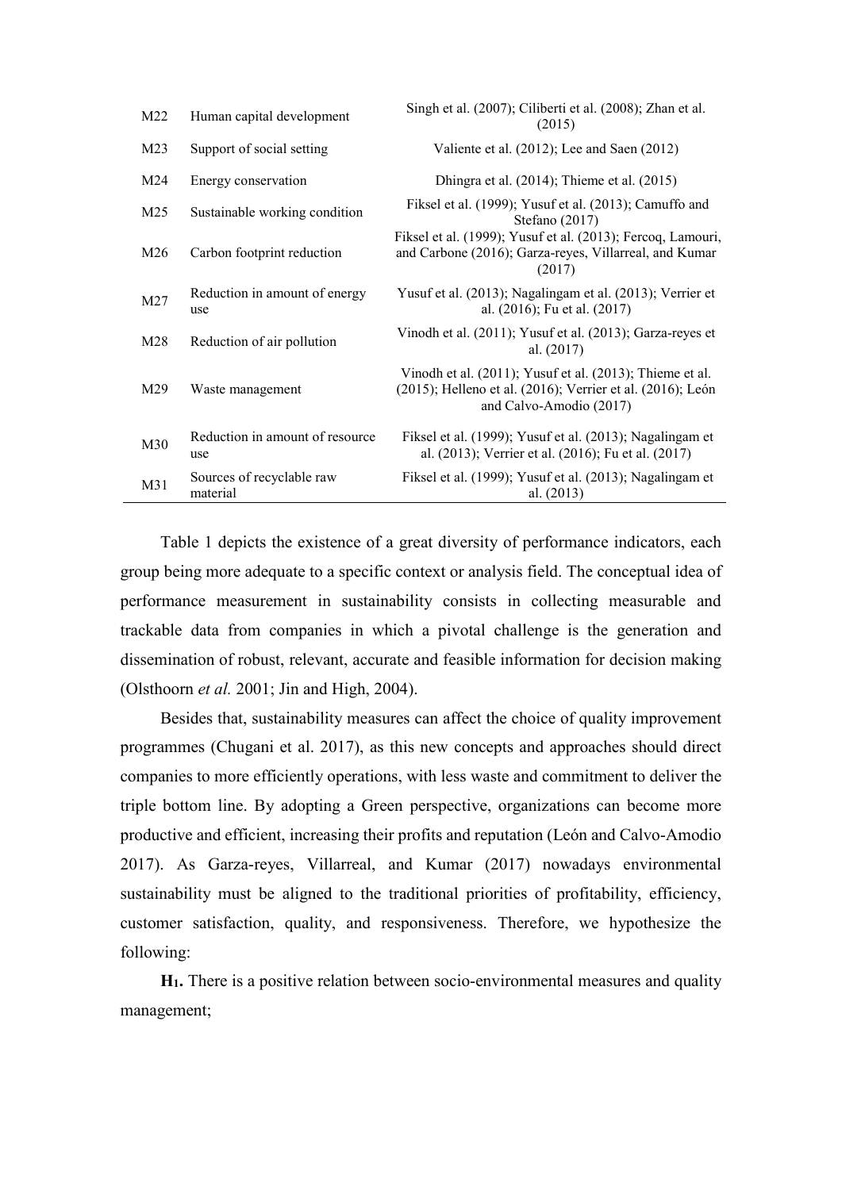| | | |
|---|---|---|
| M22 | Human capital development | Singh et al. (2007); Ciliberti et al. (2008); Zhan et al. (2015) |
| M23 | Support of social setting | Valiente et al. (2012); Lee and Saen (2012) |
| M24 | Energy conservation | Dhingra et al. (2014); Thieme et al. (2015) |
| M25 | Sustainable working condition | Fiksel et al. (1999); Yusuf et al. (2013); Camuffo and Stefano (2017) |
| M26 | Carbon footprint reduction | Fiksel et al. (1999); Yusuf et al. (2013); Fercoq, Lamouri, and Carbone (2016); Garza-reyes, Villarreal, and Kumar (2017) |
| M27 | Reduction in amount of energy use | Yusuf et al. (2013); Nagalingam et al. (2013); Verrier et al. (2016); Fu et al. (2017) |
| M28 | Reduction of air pollution | Vinodh et al. (2011); Yusuf et al. (2013); Garza-reyes et al. (2017) |
| M29 | Waste management | Vinodh et al. (2011); Yusuf et al. (2013); Thieme et al. (2015); Helleno et al. (2016); Verrier et al. (2016); León and Calvo-Amodio (2017) |
| M30 | Reduction in amount of resource use | Fiksel et al. (1999); Yusuf et al. (2013); Nagalingam et al. (2013); Verrier et al. (2016); Fu et al. (2017) |
| M31 | Sources of recyclable raw material | Fiksel et al. (1999); Yusuf et al. (2013); Nagalingam et al. (2013) |

Table 1 depicts the existence of a great diversity of performance indicators, each group being more adequate to a specific context or analysis field. The conceptual idea of performance measurement in sustainability consists in collecting measurable and trackable data from companies in which a pivotal challenge is the generation and dissemination of robust, relevant, accurate and feasible information for decision making (Olsthoorn *et al.* 2001; Jin and High, 2004).

Besides that, sustainability measures can affect the choice of quality improvement programmes (Chugani et al. 2017), as this new concepts and approaches should direct companies to more efficiently operations, with less waste and commitment to deliver the triple bottom line. By adopting a Green perspective, organizations can become more productive and efficient, increasing their profits and reputation (León and Calvo-Amodio 2017). As Garza-reyes, Villarreal, and Kumar (2017) nowadays environmental sustainability must be aligned to the traditional priorities of profitability, efficiency, customer satisfaction, quality, and responsiveness. Therefore, we hypothesize the following:

**$H_1$.** There is a positive relation between socio-environmental measures and quality management;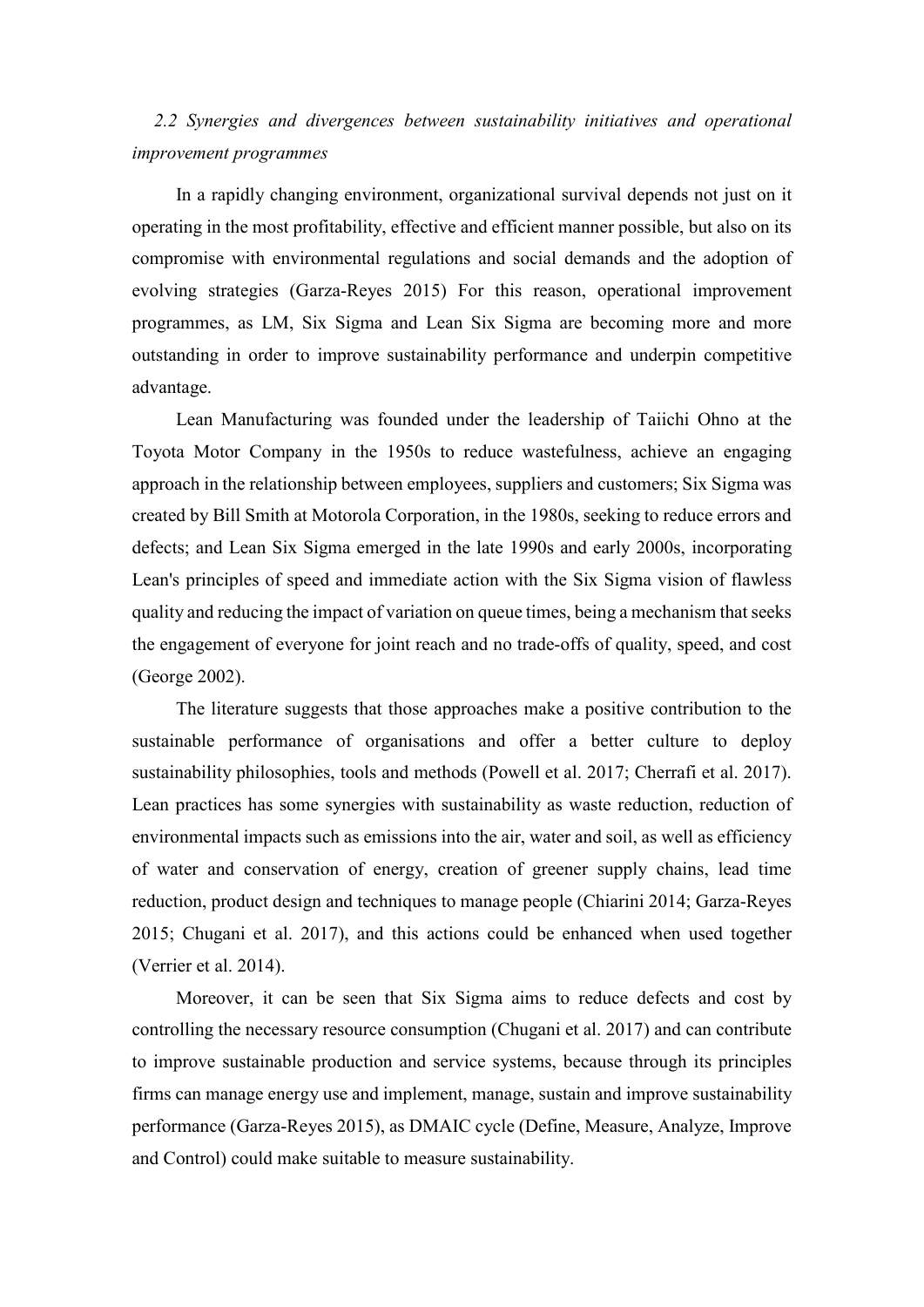*2.2 Synergies and divergences between sustainability initiatives and operational improvement programmes*

In a rapidly changing environment, organizational survival depends not just on it operating in the most profitability, effective and efficient manner possible, but also on its compromise with environmental regulations and social demands and the adoption of evolving strategies (Garza-Reyes 2015) For this reason, operational improvement programmes, as LM, Six Sigma and Lean Six Sigma are becoming more and more outstanding in order to improve sustainability performance and underpin competitive advantage.

Lean Manufacturing was founded under the leadership of Taiichi Ohno at the Toyota Motor Company in the 1950s to reduce wastefulness, achieve an engaging approach in the relationship between employees, suppliers and customers; Six Sigma was created by Bill Smith at Motorola Corporation, in the 1980s, seeking to reduce errors and defects; and Lean Six Sigma emerged in the late 1990s and early 2000s, incorporating Lean's principles of speed and immediate action with the Six Sigma vision of flawless quality and reducing the impact of variation on queue times, being a mechanism that seeks the engagement of everyone for joint reach and no trade-offs of quality, speed, and cost (George 2002).

The literature suggests that those approaches make a positive contribution to the sustainable performance of organisations and offer a better culture to deploy sustainability philosophies, tools and methods (Powell et al. 2017; Cherrafi et al. 2017). Lean practices has some synergies with sustainability as waste reduction, reduction of environmental impacts such as emissions into the air, water and soil, as well as efficiency of water and conservation of energy, creation of greener supply chains, lead time reduction, product design and techniques to manage people (Chiarini 2014; Garza-Reyes 2015; Chugani et al. 2017), and this actions could be enhanced when used together (Verrier et al. 2014).

Moreover, it can be seen that Six Sigma aims to reduce defects and cost by controlling the necessary resource consumption (Chugani et al. 2017) and can contribute to improve sustainable production and service systems, because through its principles firms can manage energy use and implement, manage, sustain and improve sustainability performance (Garza-Reyes 2015), as DMAIC cycle (Define, Measure, Analyze, Improve and Control) could make suitable to measure sustainability.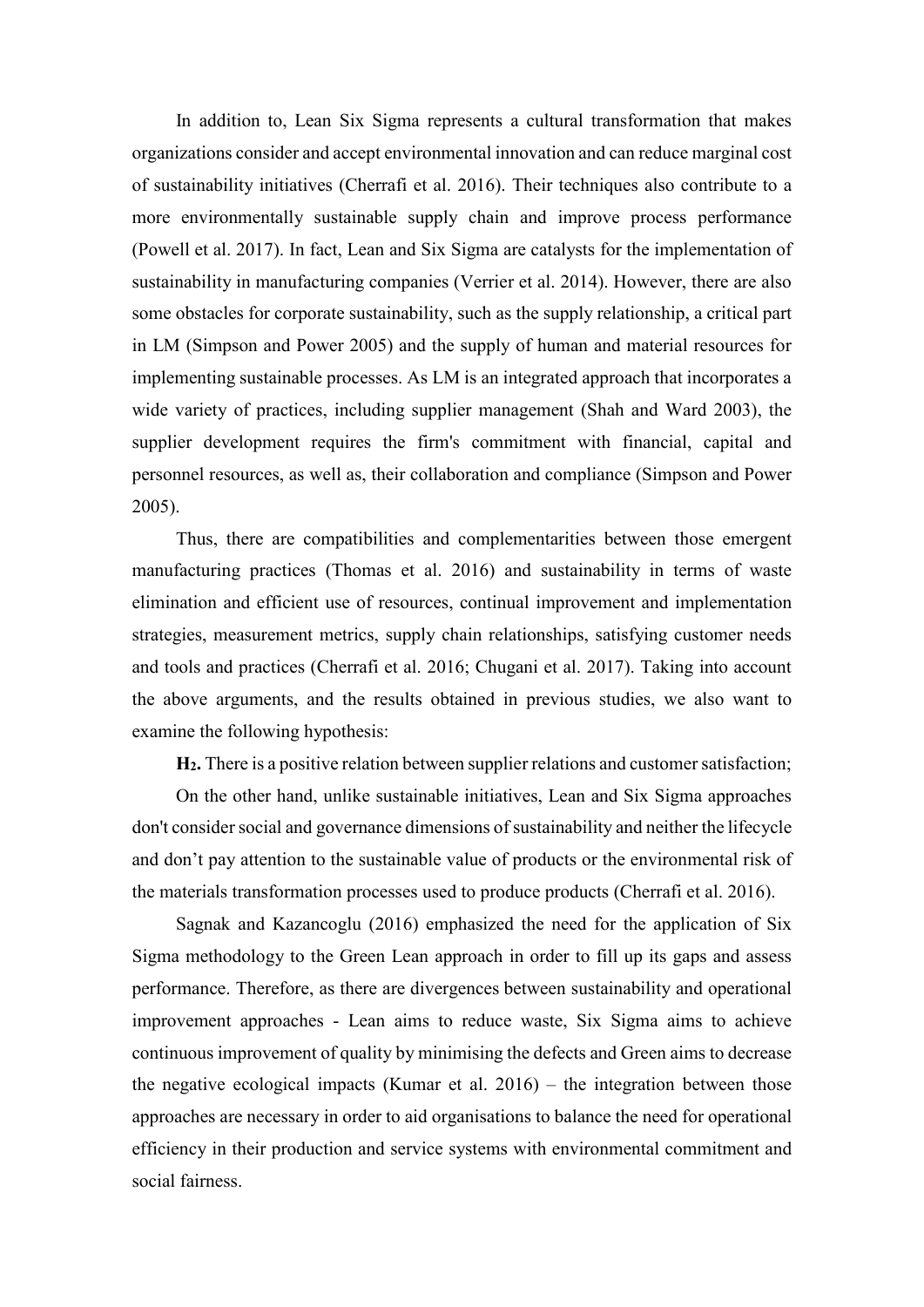In addition to, Lean Six Sigma represents a cultural transformation that makes organizations consider and accept environmental innovation and can reduce marginal cost of sustainability initiatives (Cherrafi et al. 2016). Their techniques also contribute to a more environmentally sustainable supply chain and improve process performance (Powell et al. 2017). In fact, Lean and Six Sigma are catalysts for the implementation of sustainability in manufacturing companies (Verrier et al. 2014). However, there are also some obstacles for corporate sustainability, such as the supply relationship, a critical part in LM (Simpson and Power 2005) and the supply of human and material resources for implementing sustainable processes. As LM is an integrated approach that incorporates a wide variety of practices, including supplier management (Shah and Ward 2003), the supplier development requires the firm's commitment with financial, capital and personnel resources, as well as, their collaboration and compliance (Simpson and Power 2005).

Thus, there are compatibilities and complementarities between those emergent manufacturing practices (Thomas et al. 2016) and sustainability in terms of waste elimination and efficient use of resources, continual improvement and implementation strategies, measurement metrics, supply chain relationships, satisfying customer needs and tools and practices (Cherrafi et al. 2016; Chugani et al. 2017). Taking into account the above arguments, and the results obtained in previous studies, we also want to examine the following hypothesis:

**$H_2$.** There is a positive relation between supplier relations and customer satisfaction;

On the other hand, unlike sustainable initiatives, Lean and Six Sigma approaches don't consider social and governance dimensions of sustainability and neither the lifecycle and don't pay attention to the sustainable value of products or the environmental risk of the materials transformation processes used to produce products (Cherrafi et al. 2016).

Sagnak and Kazancoglu (2016) emphasized the need for the application of Six Sigma methodology to the Green Lean approach in order to fill up its gaps and assess performance. Therefore, as there are divergences between sustainability and operational improvement approaches - Lean aims to reduce waste, Six Sigma aims to achieve continuous improvement of quality by minimising the defects and Green aims to decrease the negative ecological impacts (Kumar et al. 2016) – the integration between those approaches are necessary in order to aid organisations to balance the need for operational efficiency in their production and service systems with environmental commitment and social fairness.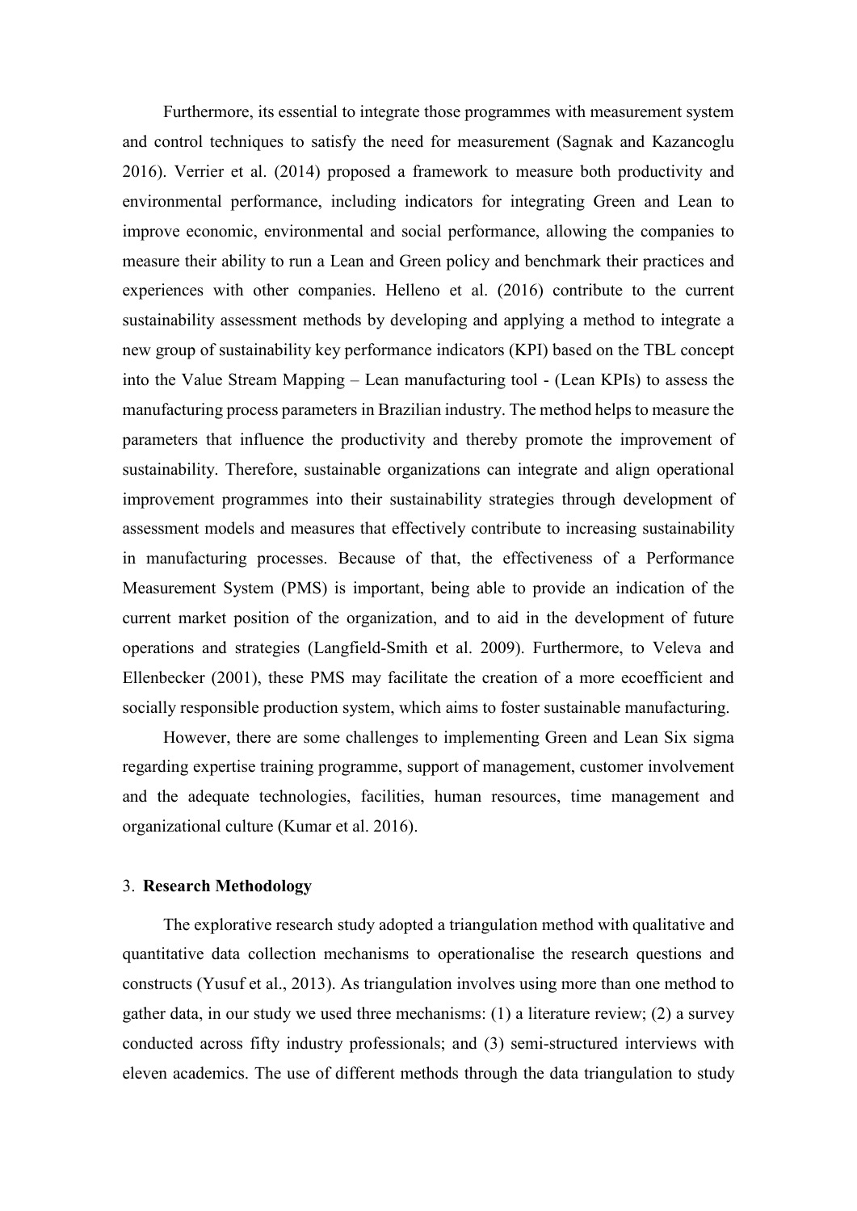Furthermore, its essential to integrate those programmes with measurement system and control techniques to satisfy the need for measurement (Sagnak and Kazancoglu 2016). Verrier et al. (2014) proposed a framework to measure both productivity and environmental performance, including indicators for integrating Green and Lean to improve economic, environmental and social performance, allowing the companies to measure their ability to run a Lean and Green policy and benchmark their practices and experiences with other companies. Helleno et al. (2016) contribute to the current sustainability assessment methods by developing and applying a method to integrate a new group of sustainability key performance indicators (KPI) based on the TBL concept into the Value Stream Mapping – Lean manufacturing tool - (Lean KPIs) to assess the manufacturing process parameters in Brazilian industry. The method helps to measure the parameters that influence the productivity and thereby promote the improvement of sustainability. Therefore, sustainable organizations can integrate and align operational improvement programmes into their sustainability strategies through development of assessment models and measures that effectively contribute to increasing sustainability in manufacturing processes. Because of that, the effectiveness of a Performance Measurement System (PMS) is important, being able to provide an indication of the current market position of the organization, and to aid in the development of future operations and strategies (Langfield-Smith et al. 2009). Furthermore, to Veleva and Ellenbecker (2001), these PMS may facilitate the creation of a more ecoefficient and socially responsible production system, which aims to foster sustainable manufacturing.

However, there are some challenges to implementing Green and Lean Six sigma regarding expertise training programme, support of management, customer involvement and the adequate technologies, facilities, human resources, time management and organizational culture (Kumar et al. 2016).

## 3. Research Methodology

The explorative research study adopted a triangulation method with qualitative and quantitative data collection mechanisms to operationalise the research questions and constructs (Yusuf et al., 2013). As triangulation involves using more than one method to gather data, in our study we used three mechanisms: (1) a literature review; (2) a survey conducted across fifty industry professionals; and (3) semi-structured interviews with eleven academics. The use of different methods through the data triangulation to study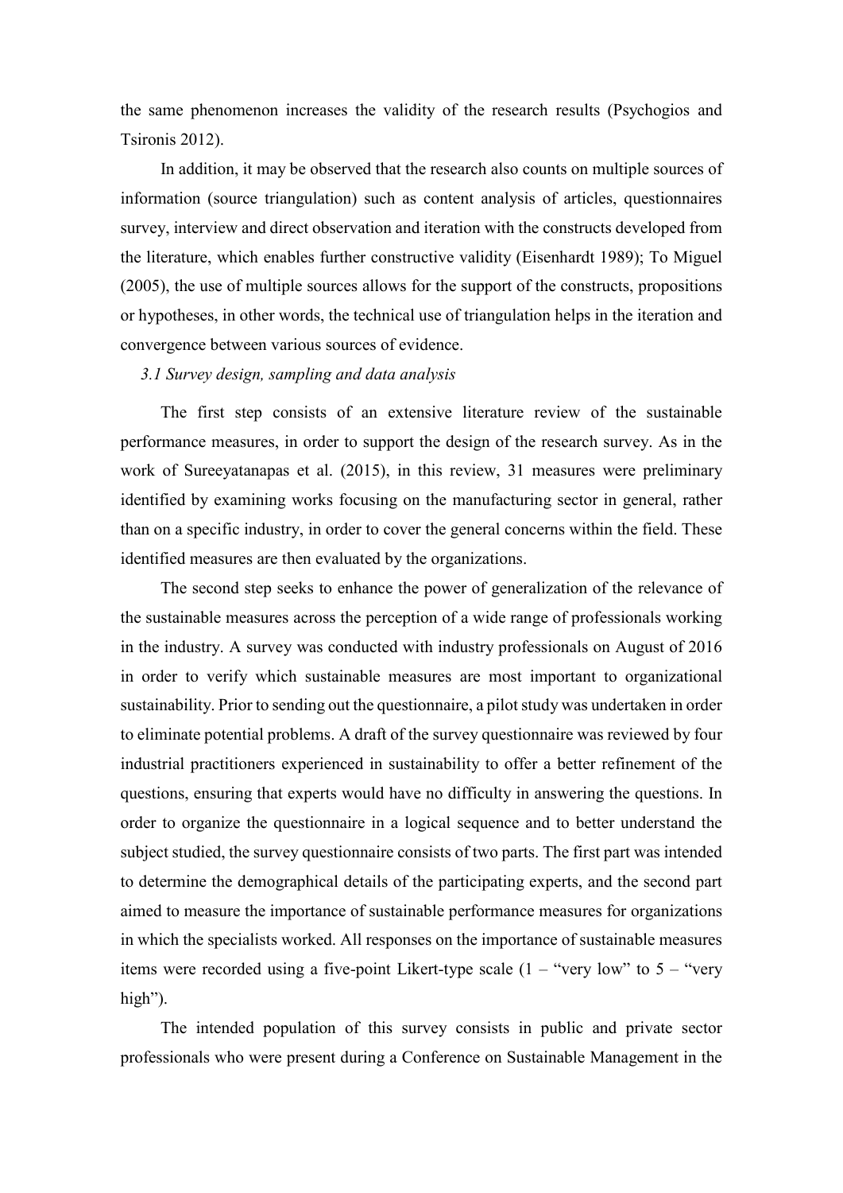the same phenomenon increases the validity of the research results (Psychogios and Tsironis 2012).

In addition, it may be observed that the research also counts on multiple sources of information (source triangulation) such as content analysis of articles, questionnaires survey, interview and direct observation and iteration with the constructs developed from the literature, which enables further constructive validity (Eisenhardt 1989); To Miguel (2005), the use of multiple sources allows for the support of the constructs, propositions or hypotheses, in other words, the technical use of triangulation helps in the iteration and convergence between various sources of evidence.

### *3.1 Survey design, sampling and data analysis*

The first step consists of an extensive literature review of the sustainable performance measures, in order to support the design of the research survey. As in the work of Sureeyatanapas et al. (2015), in this review, 31 measures were preliminary identified by examining works focusing on the manufacturing sector in general, rather than on a specific industry, in order to cover the general concerns within the field. These identified measures are then evaluated by the organizations.

The second step seeks to enhance the power of generalization of the relevance of the sustainable measures across the perception of a wide range of professionals working in the industry. A survey was conducted with industry professionals on August of 2016 in order to verify which sustainable measures are most important to organizational sustainability. Prior to sending out the questionnaire, a pilot study was undertaken in order to eliminate potential problems. A draft of the survey questionnaire was reviewed by four industrial practitioners experienced in sustainability to offer a better refinement of the questions, ensuring that experts would have no difficulty in answering the questions. In order to organize the questionnaire in a logical sequence and to better understand the subject studied, the survey questionnaire consists of two parts. The first part was intended to determine the demographical details of the participating experts, and the second part aimed to measure the importance of sustainable performance measures for organizations in which the specialists worked. All responses on the importance of sustainable measures items were recorded using a five-point Likert-type scale (1 – "very low" to 5 – "very high").

The intended population of this survey consists in public and private sector professionals who were present during a Conference on Sustainable Management in the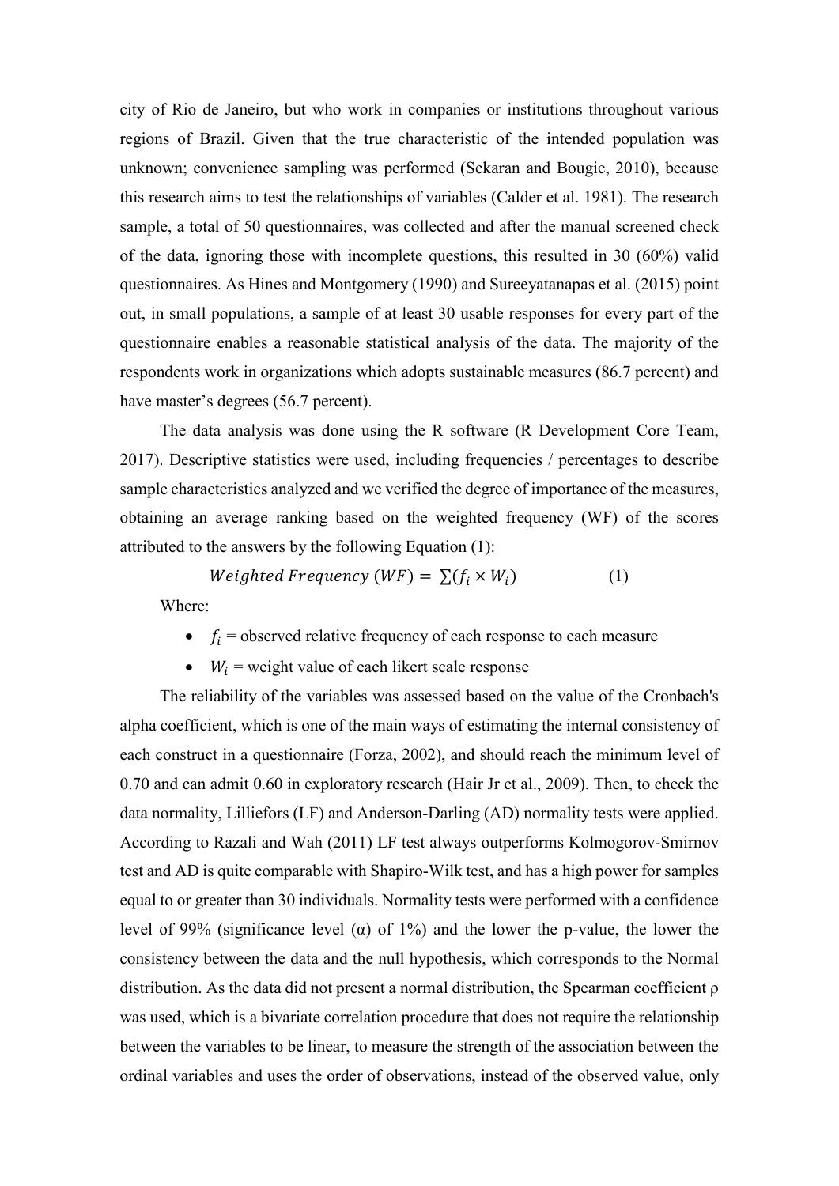city of Rio de Janeiro, but who work in companies or institutions throughout various regions of Brazil. Given that the true characteristic of the intended population was unknown; convenience sampling was performed (Sekaran and Bougie, 2010), because this research aims to test the relationships of variables (Calder et al. 1981). The research sample, a total of 50 questionnaires, was collected and after the manual screened check of the data, ignoring those with incomplete questions, this resulted in 30 (60%) valid questionnaires. As Hines and Montgomery (1990) and Sureeyatanapas et al. (2015) point out, in small populations, a sample of at least 30 usable responses for every part of the questionnaire enables a reasonable statistical analysis of the data. The majority of the respondents work in organizations which adopts sustainable measures (86.7 percent) and have master's degrees (56.7 percent).

The data analysis was done using the R software (R Development Core Team, 2017). Descriptive statistics were used, including frequencies / percentages to describe sample characteristics analyzed and we verified the degree of importance of the measures, obtaining an average ranking based on the weighted frequency (WF) of the scores attributed to the answers by the following Equation (1):

$$Weighted\ Frequency\ (WF) = \sum(f_i \times W_i) \quad (1)$$

Where:

- $f_i$ = observed relative frequency of each response to each measure
- $W_i$ = weight value of each likert scale response

The reliability of the variables was assessed based on the value of the Cronbach's alpha coefficient, which is one of the main ways of estimating the internal consistency of each construct in a questionnaire (Forza, 2002), and should reach the minimum level of 0.70 and can admit 0.60 in exploratory research (Hair Jr et al., 2009). Then, to check the data normality, Lilliefors (LF) and Anderson-Darling (AD) normality tests were applied. According to Razali and Wah (2011) LF test always outperforms Kolmogorov-Smirnov test and AD is quite comparable with Shapiro-Wilk test, and has a high power for samples equal to or greater than 30 individuals. Normality tests were performed with a confidence level of 99% (significance level ($\alpha$) of 1%) and the lower the p-value, the lower the consistency between the data and the null hypothesis, which corresponds to the Normal distribution. As the data did not present a normal distribution, the Spearman coefficient $\rho$ was used, which is a bivariate correlation procedure that does not require the relationship between the variables to be linear, to measure the strength of the association between the ordinal variables and uses the order of observations, instead of the observed value, only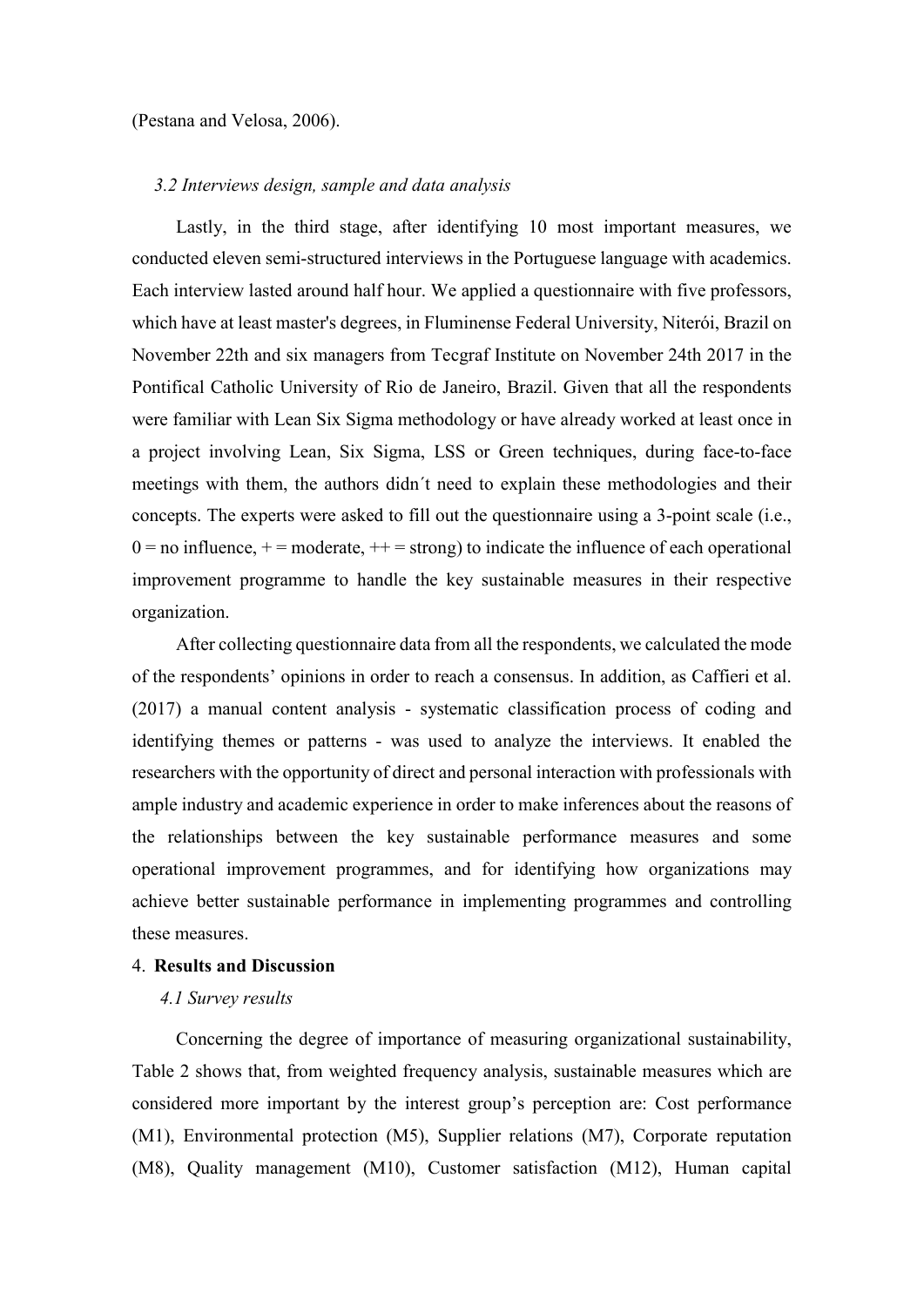(Pestana and Velosa, 2006).

### *3.2 Interviews design, sample and data analysis*

Lastly, in the third stage, after identifying 10 most important measures, we conducted eleven semi-structured interviews in the Portuguese language with academics. Each interview lasted around half hour. We applied a questionnaire with five professors, which have at least master's degrees, in Fluminense Federal University, Niterói, Brazil on November 22th and six managers from Tecgraf Institute on November 24th 2017 in the Pontifical Catholic University of Rio de Janeiro, Brazil. Given that all the respondents were familiar with Lean Six Sigma methodology or have already worked at least once in a project involving Lean, Six Sigma, LSS or Green techniques, during face-to-face meetings with them, the authors didn´t need to explain these methodologies and their concepts. The experts were asked to fill out the questionnaire using a 3-point scale (i.e., 0 = no influence, + = moderate, ++ = strong) to indicate the influence of each operational improvement programme to handle the key sustainable measures in their respective organization.

After collecting questionnaire data from all the respondents, we calculated the mode of the respondents' opinions in order to reach a consensus. In addition, as Caffieri et al. (2017) a manual content analysis - systematic classification process of coding and identifying themes or patterns - was used to analyze the interviews. It enabled the researchers with the opportunity of direct and personal interaction with professionals with ample industry and academic experience in order to make inferences about the reasons of the relationships between the key sustainable performance measures and some operational improvement programmes, and for identifying how organizations may achieve better sustainable performance in implementing programmes and controlling these measures.

## 4. **Results and Discussion**

### *4.1 Survey results*

Concerning the degree of importance of measuring organizational sustainability, Table 2 shows that, from weighted frequency analysis, sustainable measures which are considered more important by the interest group's perception are: Cost performance (M1), Environmental protection (M5), Supplier relations (M7), Corporate reputation (M8), Quality management (M10), Customer satisfaction (M12), Human capital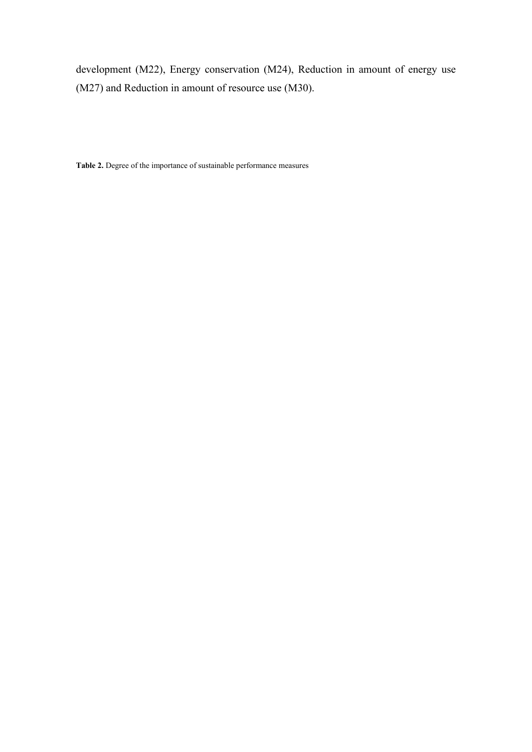development (M22), Energy conservation (M24), Reduction in amount of energy use (M27) and Reduction in amount of resource use (M30).

**Table 2.** Degree of the importance of sustainable performance measures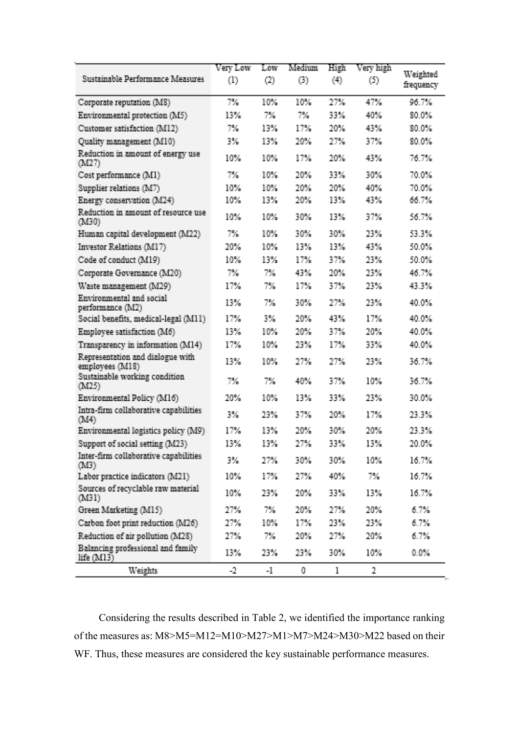| Sustainable Performance Measures | Very Low (1) | Low (2) | Medium (3) | High (4) | Very high (5) | Weighted frequency |
|---|---|---|---|---|---|---|
| Corporate reputation (M8) | 7% | 10% | 10% | 27% | 47% | 96.7% |
| Environmental protection (M5) | 13% | 7% | 7% | 33% | 40% | 80.0% |
| Customer satisfaction (M12) | 7% | 13% | 17% | 20% | 43% | 80.0% |
| Quality management (M10) | 3% | 13% | 20% | 27% | 37% | 80.0% |
| Reduction in amount of energy use (M27) | 10% | 10% | 17% | 20% | 43% | 76.7% |
| Cost performance (M1) | 7% | 10% | 20% | 33% | 30% | 70.0% |
| Supplier relations (M7) | 10% | 10% | 20% | 20% | 40% | 70.0% |
| Energy conservation (M24) | 10% | 13% | 20% | 13% | 43% | 66.7% |
| Reduction in amount of resource use (M30) | 10% | 10% | 30% | 13% | 37% | 56.7% |
| Human capital development (M22) | 7% | 10% | 30% | 30% | 23% | 53.3% |
| Investor Relations (M17) | 20% | 10% | 13% | 13% | 43% | 50.0% |
| Code of conduct (M19) | 10% | 13% | 17% | 37% | 23% | 50.0% |
| Corporate Governance (M20) | 7% | 7% | 43% | 20% | 23% | 46.7% |
| Waste management (M29) | 17% | 7% | 17% | 37% | 23% | 43.3% |
| Environmental and social performance (M2) | 13% | 7% | 30% | 27% | 23% | 40.0% |
| Social benefits, medical-legal (M11) | 17% | 3% | 20% | 43% | 17% | 40.0% |
| Employee satisfaction (M6) | 13% | 10% | 20% | 37% | 20% | 40.0% |
| Transparency in information (M14) | 17% | 10% | 23% | 17% | 33% | 40.0% |
| Representation and dialogue with employees (M18) | 13% | 10% | 27% | 27% | 23% | 36.7% |
| Sustainable working condition (M25) | 7% | 7% | 40% | 37% | 10% | 36.7% |
| Environmental Policy (M16) | 20% | 10% | 13% | 33% | 23% | 30.0% |
| Intra-firm collaborative capabilities (M4) | 3% | 23% | 37% | 20% | 17% | 23.3% |
| Environmental logistics policy (M9) | 17% | 13% | 20% | 30% | 20% | 23.3% |
| Support of social setting (M23) | 13% | 13% | 27% | 33% | 13% | 20.0% |
| Inter-firm collaborative capabilities (M3) | 3% | 27% | 30% | 30% | 10% | 16.7% |
| Labor practice indicators (M21) | 10% | 17% | 27% | 40% | 7% | 16.7% |
| Sources of recyclable raw material (M31) | 10% | 23% | 20% | 33% | 13% | 16.7% |
| Green Marketing (M15) | 27% | 7% | 20% | 27% | 20% | 6.7% |
| Carbon foot print reduction (M26) | 27% | 10% | 17% | 23% | 23% | 6.7% |
| Reduction of air pollution (M28) | 27% | 7% | 20% | 27% | 20% | 6.7% |
| Balancing professional and family life (M13) | 13% | 23% | 23% | 30% | 10% | 0.0% |
| Weights | -2 | -1 | 0 | 1 | 2 | |

Considering the results described in Table 2, we identified the importance ranking of the measures as: M8>M5=M12=M10>M27>M1>M7>M24>M30>M22 based on their WF. Thus, these measures are considered the key sustainable performance measures.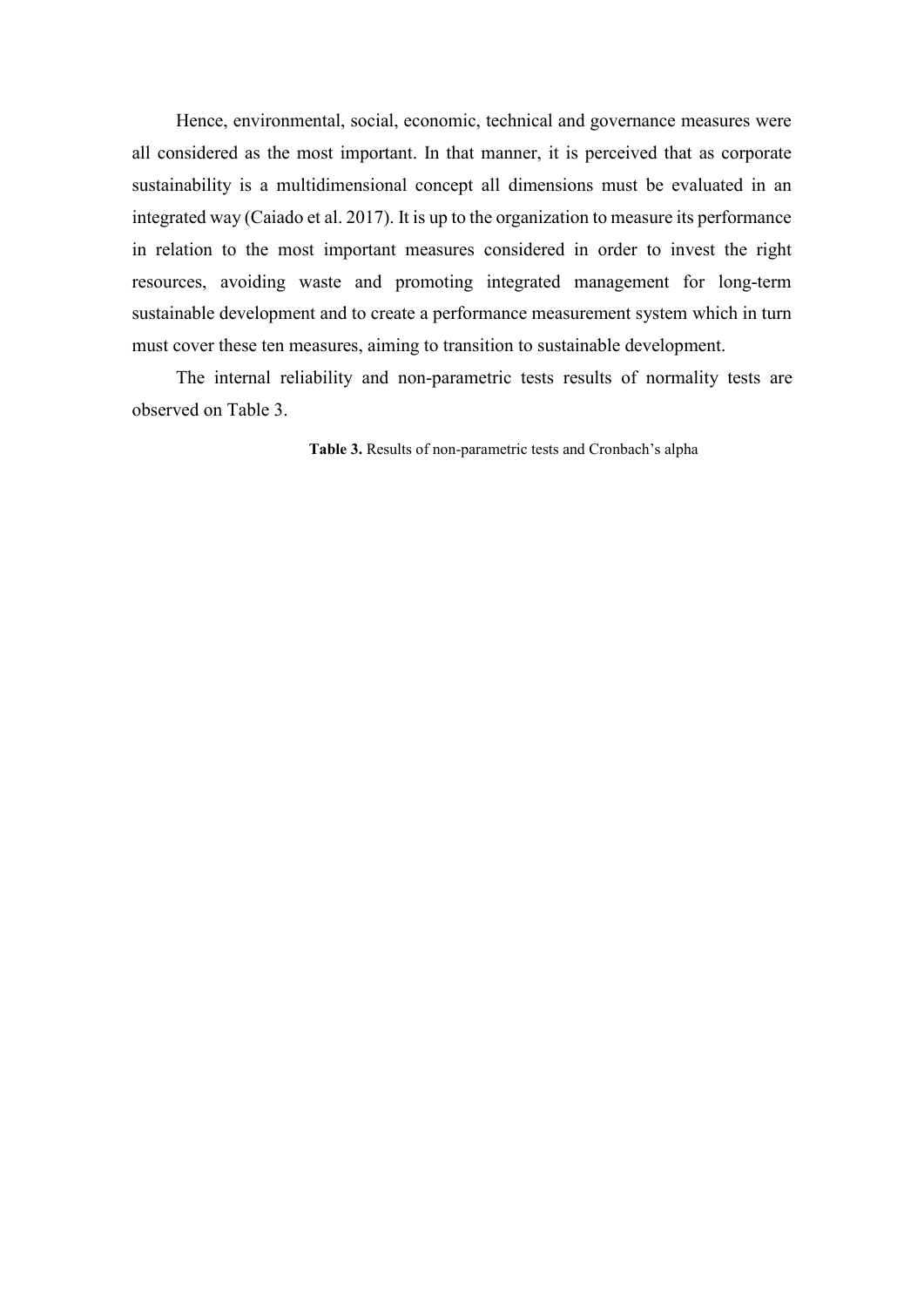Hence, environmental, social, economic, technical and governance measures were all considered as the most important. In that manner, it is perceived that as corporate sustainability is a multidimensional concept all dimensions must be evaluated in an integrated way (Caiado et al. 2017). It is up to the organization to measure its performance in relation to the most important measures considered in order to invest the right resources, avoiding waste and promoting integrated management for long-term sustainable development and to create a performance measurement system which in turn must cover these ten measures, aiming to transition to sustainable development.

The internal reliability and non-parametric tests results of normality tests are observed on Table 3.

**Table 3.** Results of non-parametric tests and Cronbach's alpha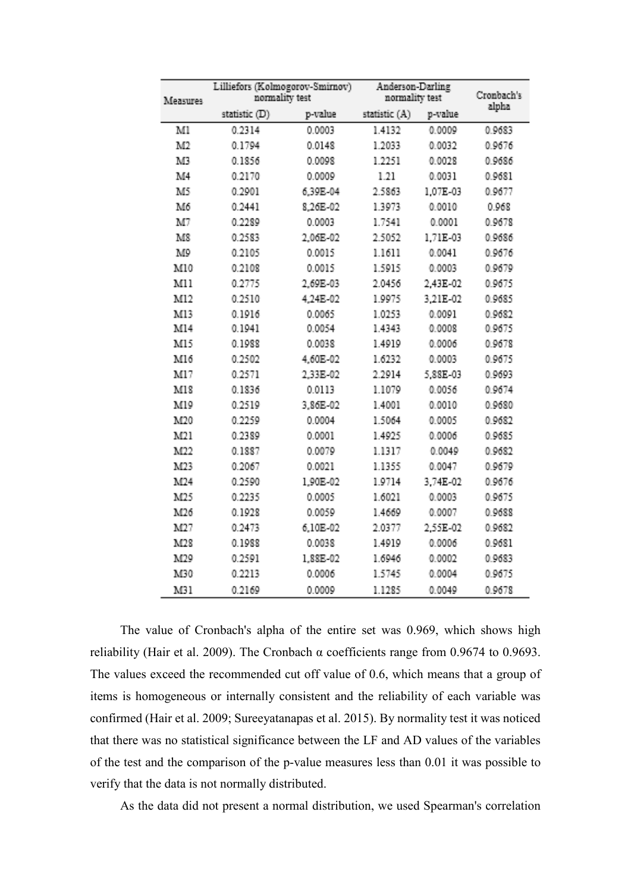| Measures | Lilliefors (Kolmogorov-Smirnov) normality test | | Anderson-Darling normality test | | Cronbach's alpha |
|---|---|---|---|---|---|
| | statistic (D) | p-value | statistic (A) | p-value | |
| M1 | 0.2314 | 0.0003 | 1.4132 | 0.0009 | 0.9683 |
| M2 | 0.1794 | 0.0148 | 1.2033 | 0.0032 | 0.9676 |
| M3 | 0.1856 | 0.0098 | 1.2251 | 0.0028 | 0.9686 |
| M4 | 0.2170 | 0.0009 | 1.21 | 0.0031 | 0.9681 |
| M5 | 0.2901 | 6,39E-04 | 2.5863 | 1,07E-03 | 0.9677 |
| M6 | 0.2441 | 8,26E-02 | 1.3973 | 0.0010 | 0.968 |
| M7 | 0.2289 | 0.0003 | 1.7541 | 0.0001 | 0.9678 |
| M8 | 0.2583 | 2,06E-02 | 2.5052 | 1,71E-03 | 0.9686 |
| M9 | 0.2105 | 0.0015 | 1.1611 | 0.0041 | 0.9676 |
| M10 | 0.2108 | 0.0015 | 1.5915 | 0.0003 | 0.9679 |
| M11 | 0.2775 | 2,69E-03 | 2.0456 | 2,43E-02 | 0.9675 |
| M12 | 0.2510 | 4,24E-02 | 1.9975 | 3,21E-02 | 0.9685 |
| M13 | 0.1916 | 0.0065 | 1.0253 | 0.0091 | 0.9682 |
| M14 | 0.1941 | 0.0054 | 1.4343 | 0.0008 | 0.9675 |
| M15 | 0.1988 | 0.0038 | 1.4919 | 0.0006 | 0.9678 |
| M16 | 0.2502 | 4,60E-02 | 1.6232 | 0.0003 | 0.9675 |
| M17 | 0.2571 | 2,33E-02 | 2.2914 | 5,88E-03 | 0.9693 |
| M18 | 0.1836 | 0.0113 | 1.1079 | 0.0056 | 0.9674 |
| M19 | 0.2519 | 3,86E-02 | 1.4001 | 0.0010 | 0.9680 |
| M20 | 0.2259 | 0.0004 | 1.5064 | 0.0005 | 0.9682 |
| M21 | 0.2389 | 0.0001 | 1.4925 | 0.0006 | 0.9685 |
| M22 | 0.1887 | 0.0079 | 1.1317 | 0.0049 | 0.9682 |
| M23 | 0.2067 | 0.0021 | 1.1355 | 0.0047 | 0.9679 |
| M24 | 0.2590 | 1,90E-02 | 1.9714 | 3,74E-02 | 0.9676 |
| M25 | 0.2235 | 0.0005 | 1.6021 | 0.0003 | 0.9675 |
| M26 | 0.1928 | 0.0059 | 1.4669 | 0.0007 | 0.9688 |
| M27 | 0.2473 | 6,10E-02 | 2.0377 | 2,55E-02 | 0.9682 |
| M28 | 0.1988 | 0.0038 | 1.4919 | 0.0006 | 0.9681 |
| M29 | 0.2591 | 1,88E-02 | 1.6946 | 0.0002 | 0.9683 |
| M30 | 0.2213 | 0.0006 | 1.5745 | 0.0004 | 0.9675 |
| M31 | 0.2169 | 0.0009 | 1.1285 | 0.0049 | 0.9678 |

The value of Cronbach's alpha of the entire set was 0.969, which shows high reliability (Hair et al. 2009). The Cronbach α coefficients range from 0.9674 to 0.9693. The values exceed the recommended cut off value of 0.6, which means that a group of items is homogeneous or internally consistent and the reliability of each variable was confirmed (Hair et al. 2009; Sureeyatanapas et al. 2015). By normality test it was noticed that there was no statistical significance between the LF and AD values of the variables of the test and the comparison of the p-value measures less than 0.01 it was possible to verify that the data is not normally distributed.

As the data did not present a normal distribution, we used Spearman's correlation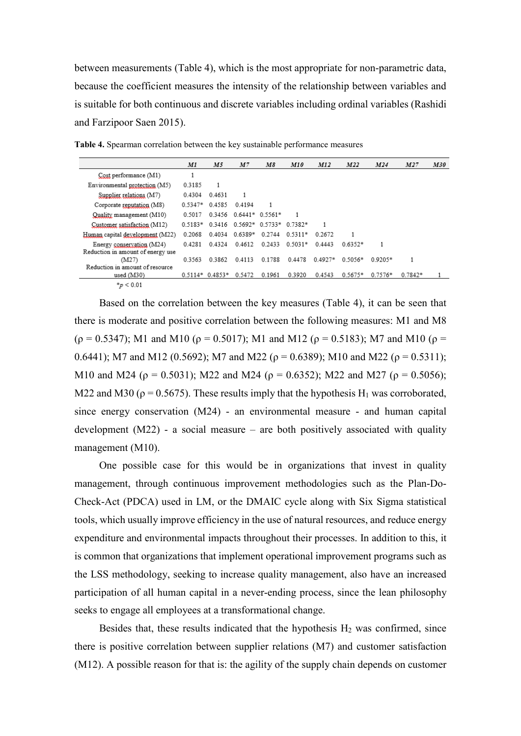between measurements (Table 4), which is the most appropriate for non-parametric data, because the coefficient measures the intensity of the relationship between variables and is suitable for both continuous and discrete variables including ordinal variables (Rashidi and Farzipoor Saen 2015).

**Table 4.** Spearman correlation between the key sustainable performance measures

| | *M1* | *M5* | *M7* | *M8* | *M10* | *M12* | *M22* | *M24* | *M27* | *M30* |
|---|---|---|---|---|---|---|---|---|---|---|
| Cost performance (M1) | 1 | | | | | | | | | |
| Environmental protection (M5) | 0.3185 | 1 | | | | | | | | |
| Supplier relations (M7) | 0.4304 | 0.4631 | 1 | | | | | | | |
| Corporate reputation (M8) | 0.5347* | 0.4585 | 0.4194 | 1 | | | | | | |
| Quality management (M10) | 0.5017 | 0.3456 | 0.6441* | 0.5561* | 1 | | | | | |
| Customer satisfaction (M12) | 0.5183* | 0.3416 | 0.5692* | 0.5733* | 0.7382* | 1 | | | | |
| Human capital development (M22) | 0.2068 | 0.4034 | 0.6389* | 0.2744 | 0.5311* | 0.2672 | 1 | | | |
| Energy conservation (M24) | 0.4281 | 0.4324 | 0.4612 | 0.2433 | 0.5031* | 0.4443 | 0.6352* | 1 | | |
| Reduction in amount of energy use (M27) | 0.3563 | 0.3862 | 0.4113 | 0.1788 | 0.4478 | 0.4927* | 0.5056* | 0.9205* | 1 | |
| Reduction in amount of resource used (M30) | 0.5114* | 0.4853* | 0.5472 | 0.1961 | 0.3920 | 0.4543 | 0.5675* | 0.7576* | 0.7842* | 1 |

*$p < 0.01$

Based on the correlation between the key measures (Table 4), it can be seen that there is moderate and positive correlation between the following measures: M1 and M8 ($\rho = 0.5347$); M1 and M10 ($\rho = 0.5017$); M1 and M12 ($\rho = 0.5183$); M7 and M10 ($\rho = 0.6441$); M7 and M12 (0.5692); M7 and M22 ($\rho = 0.6389$); M10 and M22 ($\rho = 0.5311$); M10 and M24 ($\rho = 0.5031$); M22 and M24 ($\rho = 0.6352$); M22 and M27 ($\rho = 0.5056$); M22 and M30 ($\rho = 0.5675$). These results imply that the hypothesis $H_1$ was corroborated, since energy conservation (M24) - an environmental measure - and human capital development (M22) - a social measure – are both positively associated with quality management (M10).

One possible case for this would be in organizations that invest in quality management, through continuous improvement methodologies such as the Plan-Do-Check-Act (PDCA) used in LM, or the DMAIC cycle along with Six Sigma statistical tools, which usually improve efficiency in the use of natural resources, and reduce energy expenditure and environmental impacts throughout their processes. In addition to this, it is common that organizations that implement operational improvement programs such as the LSS methodology, seeking to increase quality management, also have an increased participation of all human capital in a never-ending process, since the lean philosophy seeks to engage all employees at a transformational change.

Besides that, these results indicated that the hypothesis $H_2$ was confirmed, since there is positive correlation between supplier relations (M7) and customer satisfaction (M12). A possible reason for that is: the agility of the supply chain depends on customer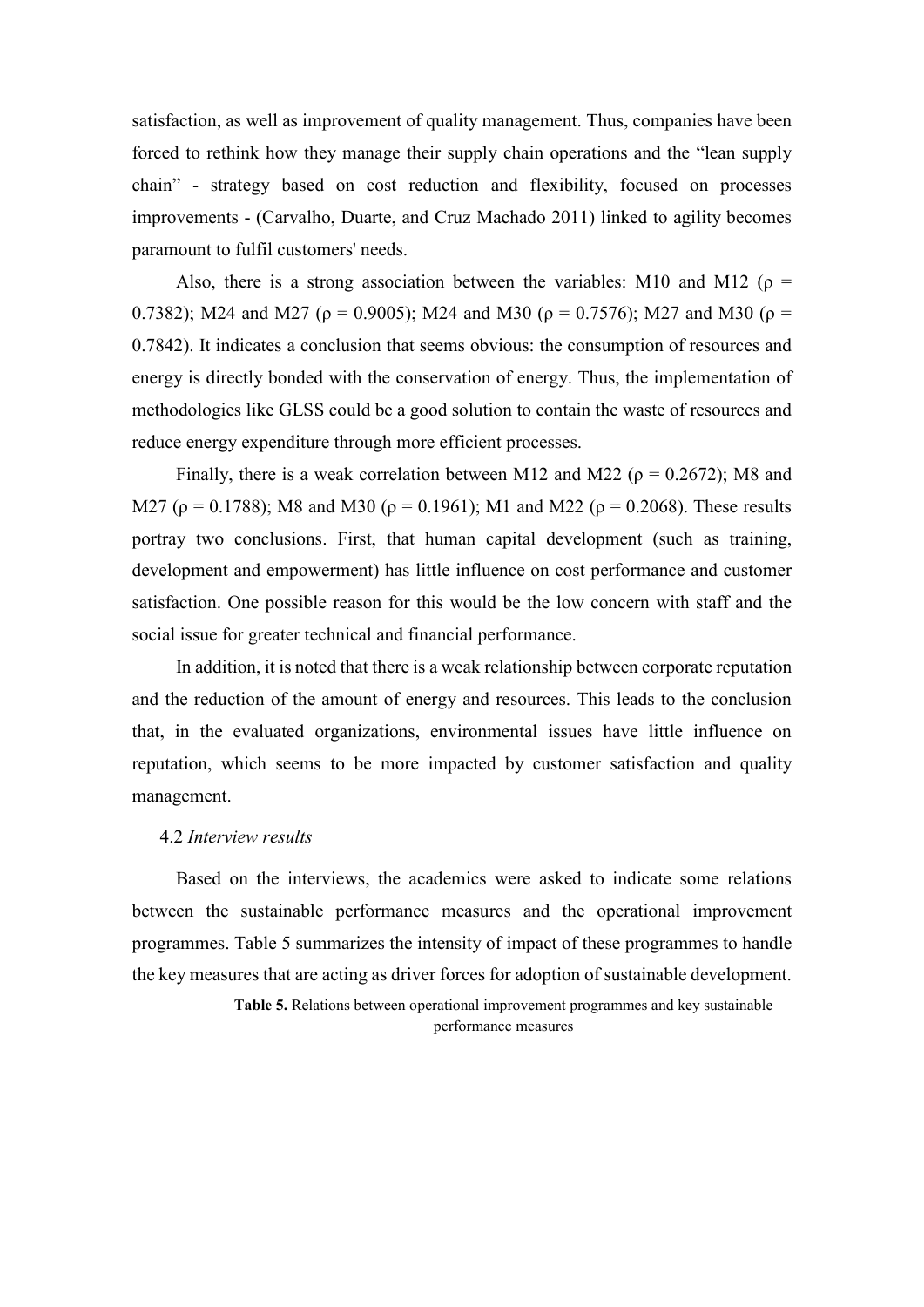satisfaction, as well as improvement of quality management. Thus, companies have been forced to rethink how they manage their supply chain operations and the "lean supply chain" - strategy based on cost reduction and flexibility, focused on processes improvements - (Carvalho, Duarte, and Cruz Machado 2011) linked to agility becomes paramount to fulfil customers' needs.

Also, there is a strong association between the variables: M10 and M12 ($\rho = 0.7382$); M24 and M27 ($\rho = 0.9005$); M24 and M30 ($\rho = 0.7576$); M27 and M30 ($\rho = 0.7842$). It indicates a conclusion that seems obvious: the consumption of resources and energy is directly bonded with the conservation of energy. Thus, the implementation of methodologies like GLSS could be a good solution to contain the waste of resources and reduce energy expenditure through more efficient processes.

Finally, there is a weak correlation between M12 and M22 ($\rho = 0.2672$); M8 and M27 ($\rho = 0.1788$); M8 and M30 ($\rho = 0.1961$); M1 and M22 ($\rho = 0.2068$). These results portray two conclusions. First, that human capital development (such as training, development and empowerment) has little influence on cost performance and customer satisfaction. One possible reason for this would be the low concern with staff and the social issue for greater technical and financial performance.

In addition, it is noted that there is a weak relationship between corporate reputation and the reduction of the amount of energy and resources. This leads to the conclusion that, in the evaluated organizations, environmental issues have little influence on reputation, which seems to be more impacted by customer satisfaction and quality management.

### 4.2 *Interview results*

Based on the interviews, the academics were asked to indicate some relations between the sustainable performance measures and the operational improvement programmes. Table 5 summarizes the intensity of impact of these programmes to handle the key measures that are acting as driver forces for adoption of sustainable development.

**Table 5.** Relations between operational improvement programmes and key sustainable performance measures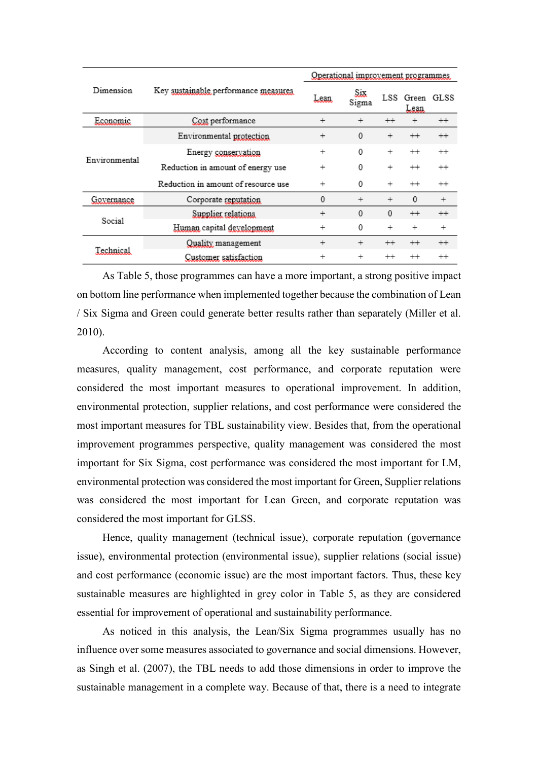| Dimension | Key sustainable performance measures | Operational improvement programmes | | | | |
|---|---|---|---|---|---|---|
| | | Lean | Six Sigma | LSS | Green Lean | GLSS |
| Economic | Cost performance | + | + | ++ | + | ++ |
| Environmental | Environmental protection | + | 0 | + | ++ | ++ |
| | Energy conservation | + | 0 | + | ++ | ++ |
| | Reduction in amount of energy use | + | 0 | + | ++ | ++ |
| | Reduction in amount of resource use | + | 0 | + | ++ | ++ |
| Governance | Corporate reputation | 0 | + | + | 0 | + |
| Social | Supplier relations | + | 0 | 0 | ++ | ++ |
| | Human capital development | + | 0 | + | + | + |
| Technical | Quality management | + | + | ++ | ++ | ++ |
| | Customer satisfaction | + | + | ++ | ++ | ++ |

As Table 5, those programmes can have a more important, a strong positive impact on bottom line performance when implemented together because the combination of Lean / Six Sigma and Green could generate better results rather than separately (Miller et al. 2010).

According to content analysis, among all the key sustainable performance measures, quality management, cost performance, and corporate reputation were considered the most important measures to operational improvement. In addition, environmental protection, supplier relations, and cost performance were considered the most important measures for TBL sustainability view. Besides that, from the operational improvement programmes perspective, quality management was considered the most important for Six Sigma, cost performance was considered the most important for LM, environmental protection was considered the most important for Green, Supplier relations was considered the most important for Lean Green, and corporate reputation was considered the most important for GLSS.

Hence, quality management (technical issue), corporate reputation (governance issue), environmental protection (environmental issue), supplier relations (social issue) and cost performance (economic issue) are the most important factors. Thus, these key sustainable measures are highlighted in grey color in Table 5, as they are considered essential for improvement of operational and sustainability performance.

As noticed in this analysis, the Lean/Six Sigma programmes usually has no influence over some measures associated to governance and social dimensions. However, as Singh et al. (2007), the TBL needs to add those dimensions in order to improve the sustainable management in a complete way. Because of that, there is a need to integrate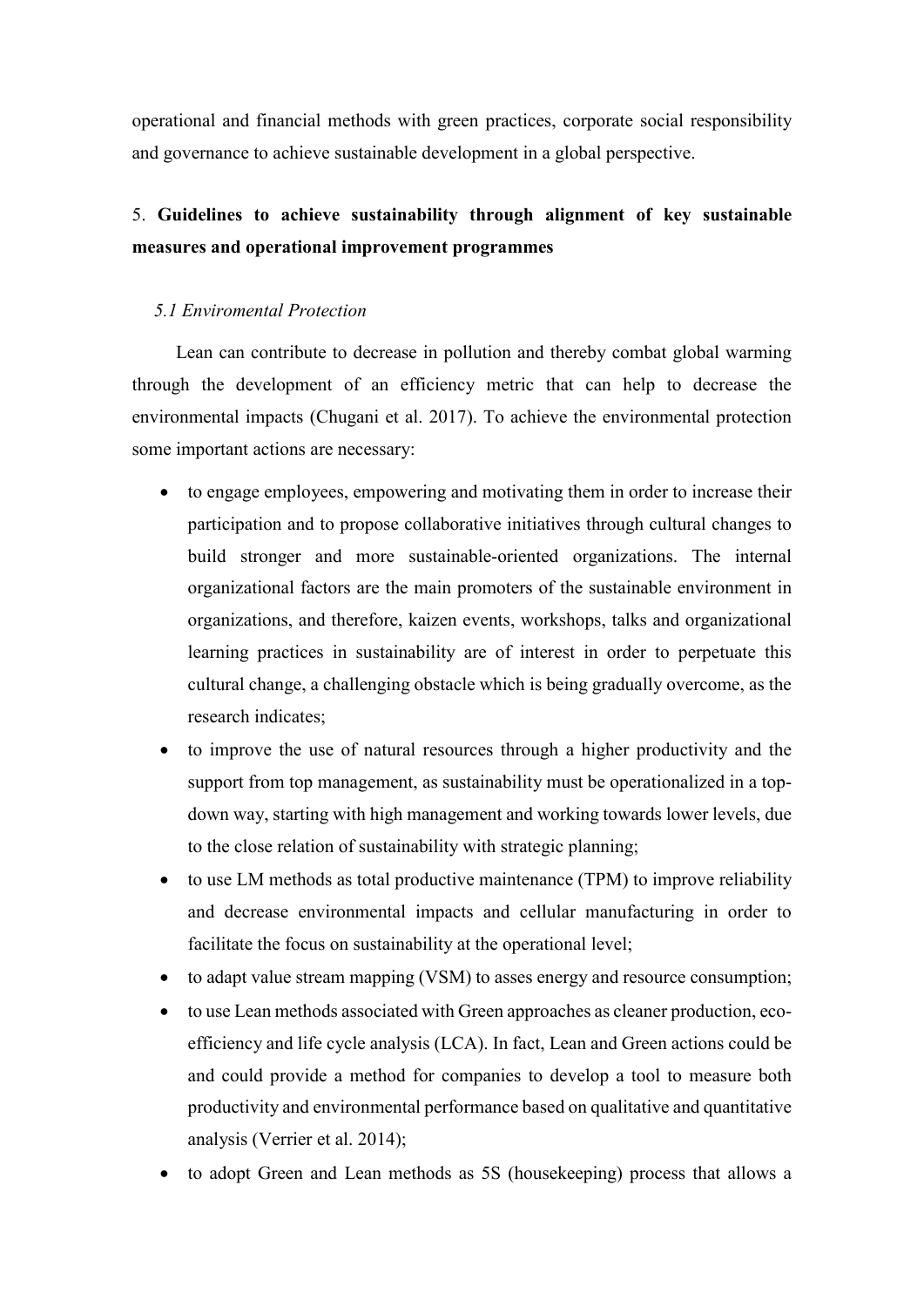operational and financial methods with green practices, corporate social responsibility and governance to achieve sustainable development in a global perspective.

## 5. **Guidelines to achieve sustainability through alignment of key sustainable measures and operational improvement programmes**

### *5.1 Enviromental Protection*

Lean can contribute to decrease in pollution and thereby combat global warming through the development of an efficiency metric that can help to decrease the environmental impacts (Chugani et al. 2017). To achieve the environmental protection some important actions are necessary:

- to engage employees, empowering and motivating them in order to increase their participation and to propose collaborative initiatives through cultural changes to build stronger and more sustainable-oriented organizations. The internal organizational factors are the main promoters of the sustainable environment in organizations, and therefore, kaizen events, workshops, talks and organizational learning practices in sustainability are of interest in order to perpetuate this cultural change, a challenging obstacle which is being gradually overcome, as the research indicates;
- to improve the use of natural resources through a higher productivity and the support from top management, as sustainability must be operationalized in a top-down way, starting with high management and working towards lower levels, due to the close relation of sustainability with strategic planning;
- to use LM methods as total productive maintenance (TPM) to improve reliability and decrease environmental impacts and cellular manufacturing in order to facilitate the focus on sustainability at the operational level;
- to adapt value stream mapping (VSM) to asses energy and resource consumption;
- to use Lean methods associated with Green approaches as cleaner production, eco-efficiency and life cycle analysis (LCA). In fact, Lean and Green actions could be and could provide a method for companies to develop a tool to measure both productivity and environmental performance based on qualitative and quantitative analysis (Verrier et al. 2014);
- to adopt Green and Lean methods as 5S (housekeeping) process that allows a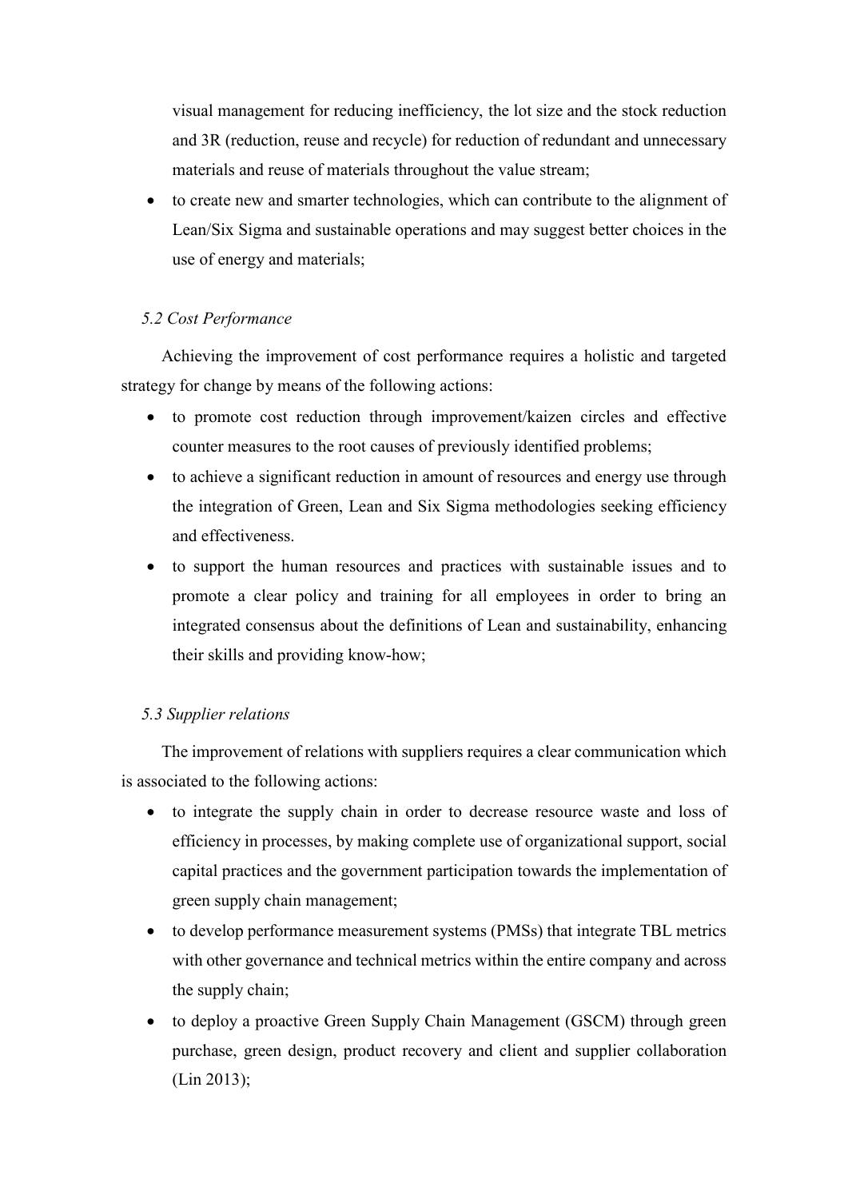visual management for reducing inefficiency, the lot size and the stock reduction and 3R (reduction, reuse and recycle) for reduction of redundant and unnecessary materials and reuse of materials throughout the value stream;

- to create new and smarter technologies, which can contribute to the alignment of Lean/Six Sigma and sustainable operations and may suggest better choices in the use of energy and materials;

### *5.2 Cost Performance*

Achieving the improvement of cost performance requires a holistic and targeted strategy for change by means of the following actions:

- to promote cost reduction through improvement/kaizen circles and effective counter measures to the root causes of previously identified problems;
- to achieve a significant reduction in amount of resources and energy use through the integration of Green, Lean and Six Sigma methodologies seeking efficiency and effectiveness.
- to support the human resources and practices with sustainable issues and to promote a clear policy and training for all employees in order to bring an integrated consensus about the definitions of Lean and sustainability, enhancing their skills and providing know-how;

### *5.3 Supplier relations*

The improvement of relations with suppliers requires a clear communication which is associated to the following actions:

- to integrate the supply chain in order to decrease resource waste and loss of efficiency in processes, by making complete use of organizational support, social capital practices and the government participation towards the implementation of green supply chain management;
- to develop performance measurement systems (PMSs) that integrate TBL metrics with other governance and technical metrics within the entire company and across the supply chain;
- to deploy a proactive Green Supply Chain Management (GSCM) through green purchase, green design, product recovery and client and supplier collaboration (Lin 2013);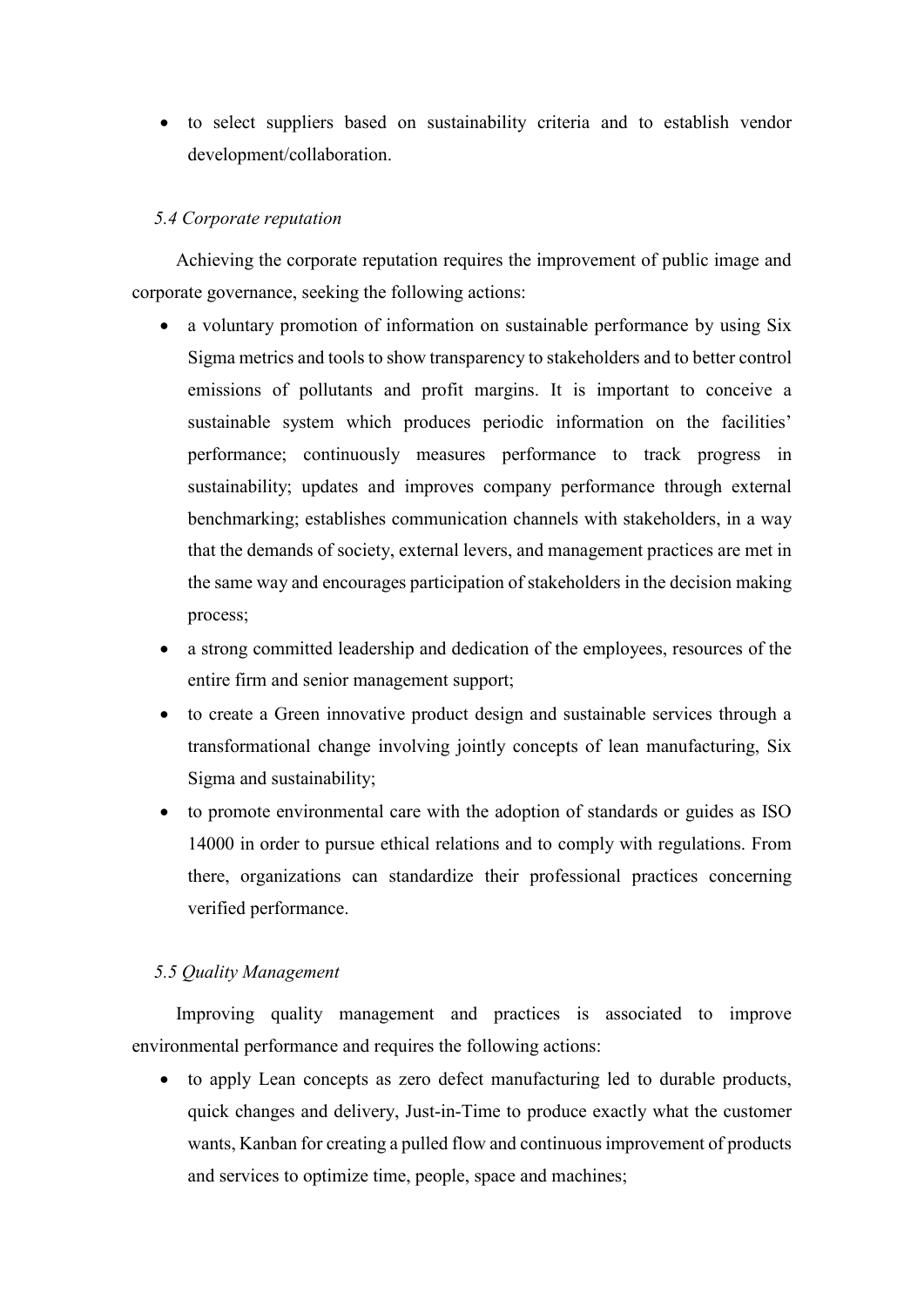- to select suppliers based on sustainability criteria and to establish vendor development/collaboration.

### *5.4 Corporate reputation*

Achieving the corporate reputation requires the improvement of public image and corporate governance, seeking the following actions:

- a voluntary promotion of information on sustainable performance by using Six Sigma metrics and tools to show transparency to stakeholders and to better control emissions of pollutants and profit margins. It is important to conceive a sustainable system which produces periodic information on the facilities' performance; continuously measures performance to track progress in sustainability; updates and improves company performance through external benchmarking; establishes communication channels with stakeholders, in a way that the demands of society, external levers, and management practices are met in the same way and encourages participation of stakeholders in the decision making process;
- a strong committed leadership and dedication of the employees, resources of the entire firm and senior management support;
- to create a Green innovative product design and sustainable services through a transformational change involving jointly concepts of lean manufacturing, Six Sigma and sustainability;
- to promote environmental care with the adoption of standards or guides as ISO 14000 in order to pursue ethical relations and to comply with regulations. From there, organizations can standardize their professional practices concerning verified performance.

### *5.5 Quality Management*

Improving quality management and practices is associated to improve environmental performance and requires the following actions:

- to apply Lean concepts as zero defect manufacturing led to durable products, quick changes and delivery, Just-in-Time to produce exactly what the customer wants, Kanban for creating a pulled flow and continuous improvement of products and services to optimize time, people, space and machines;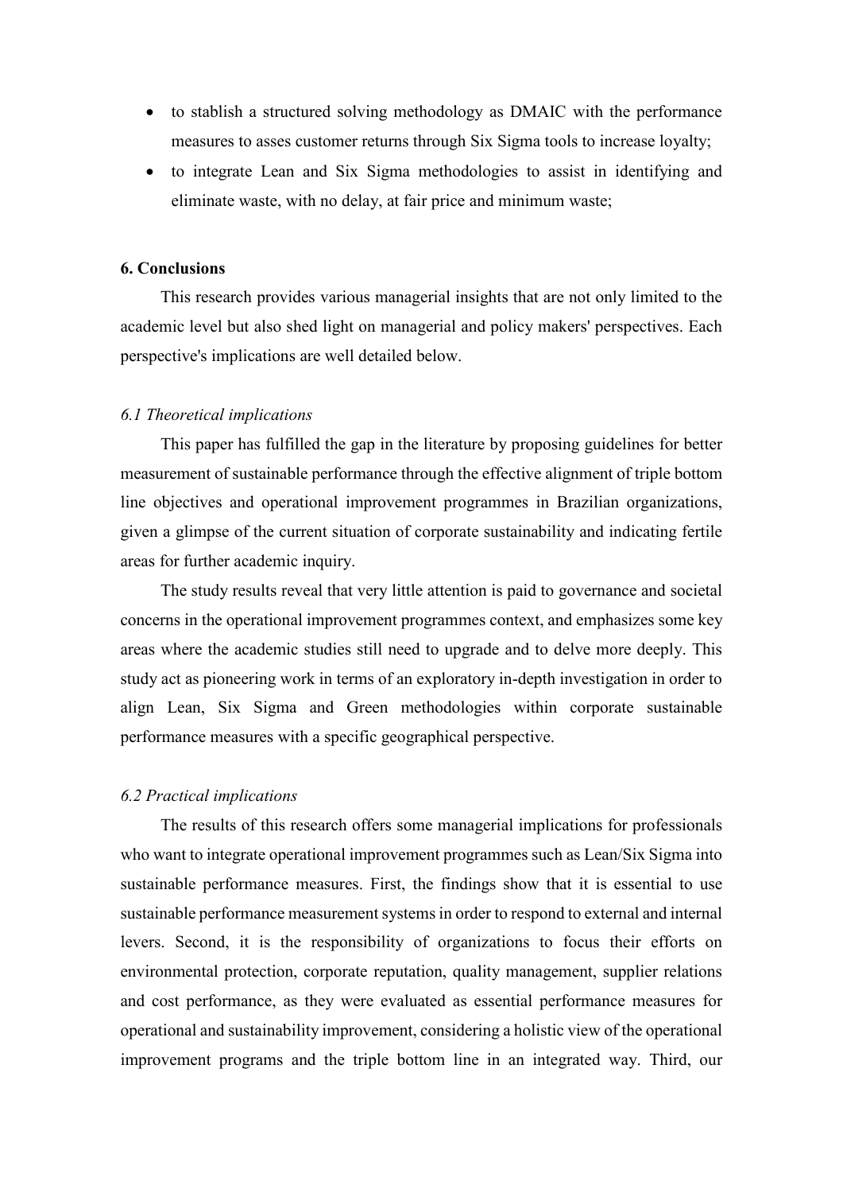- to stablish a structured solving methodology as DMAIC with the performance measures to asses customer returns through Six Sigma tools to increase loyalty;
- to integrate Lean and Six Sigma methodologies to assist in identifying and eliminate waste, with no delay, at fair price and minimum waste;

## 6. Conclusions

This research provides various managerial insights that are not only limited to the academic level but also shed light on managerial and policy makers' perspectives. Each perspective's implications are well detailed below.

### *6.1 Theoretical implications*

This paper has fulfilled the gap in the literature by proposing guidelines for better measurement of sustainable performance through the effective alignment of triple bottom line objectives and operational improvement programmes in Brazilian organizations, given a glimpse of the current situation of corporate sustainability and indicating fertile areas for further academic inquiry.

The study results reveal that very little attention is paid to governance and societal concerns in the operational improvement programmes context, and emphasizes some key areas where the academic studies still need to upgrade and to delve more deeply. This study act as pioneering work in terms of an exploratory in-depth investigation in order to align Lean, Six Sigma and Green methodologies within corporate sustainable performance measures with a specific geographical perspective.

### *6.2 Practical implications*

The results of this research offers some managerial implications for professionals who want to integrate operational improvement programmes such as Lean/Six Sigma into sustainable performance measures. First, the findings show that it is essential to use sustainable performance measurement systems in order to respond to external and internal levers. Second, it is the responsibility of organizations to focus their efforts on environmental protection, corporate reputation, quality management, supplier relations and cost performance, as they were evaluated as essential performance measures for operational and sustainability improvement, considering a holistic view of the operational improvement programs and the triple bottom line in an integrated way. Third, our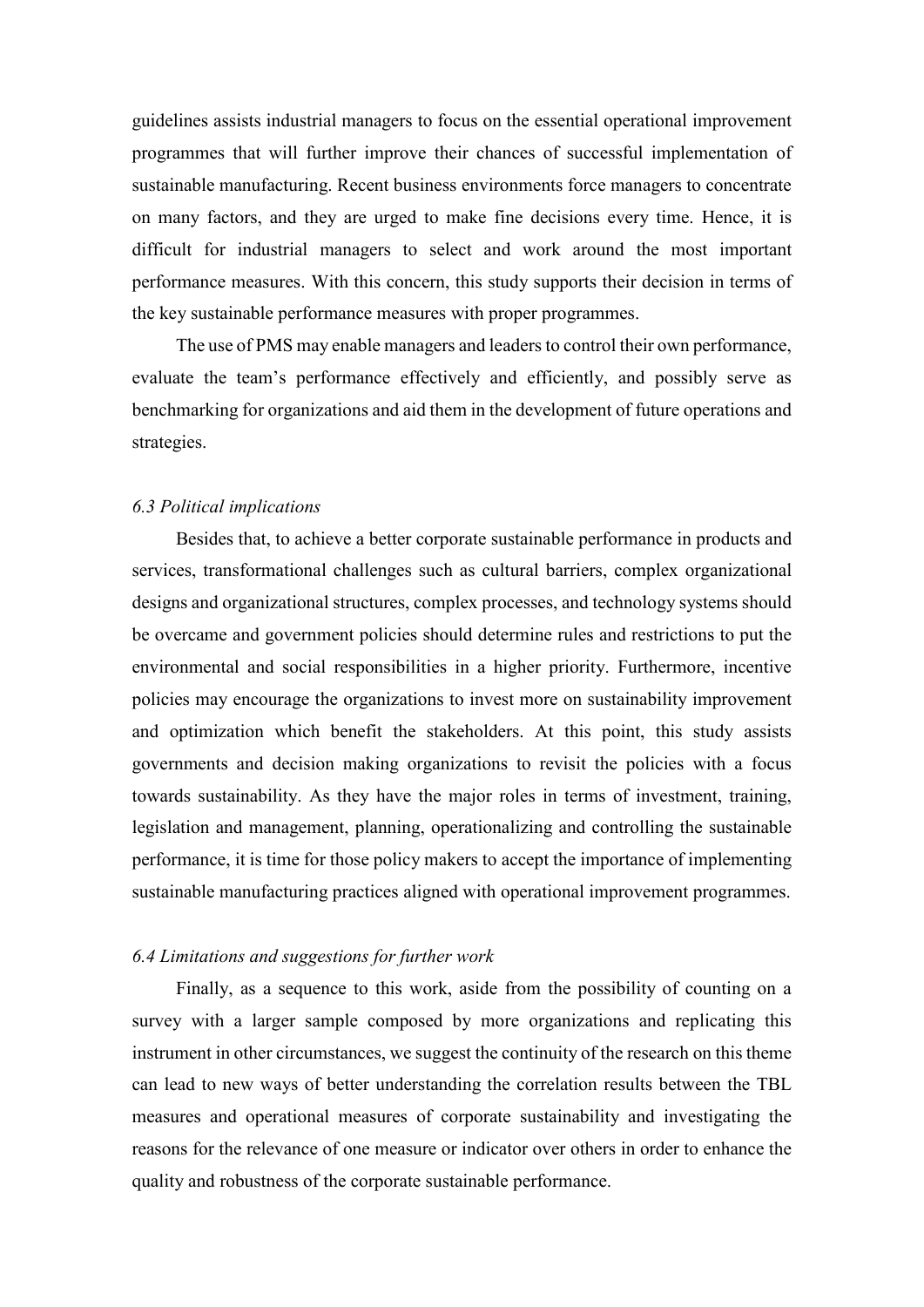guidelines assists industrial managers to focus on the essential operational improvement programmes that will further improve their chances of successful implementation of sustainable manufacturing. Recent business environments force managers to concentrate on many factors, and they are urged to make fine decisions every time. Hence, it is difficult for industrial managers to select and work around the most important performance measures. With this concern, this study supports their decision in terms of the key sustainable performance measures with proper programmes.

The use of PMS may enable managers and leaders to control their own performance, evaluate the team's performance effectively and efficiently, and possibly serve as benchmarking for organizations and aid them in the development of future operations and strategies.

### *6.3 Political implications*

Besides that, to achieve a better corporate sustainable performance in products and services, transformational challenges such as cultural barriers, complex organizational designs and organizational structures, complex processes, and technology systems should be overcame and government policies should determine rules and restrictions to put the environmental and social responsibilities in a higher priority. Furthermore, incentive policies may encourage the organizations to invest more on sustainability improvement and optimization which benefit the stakeholders. At this point, this study assists governments and decision making organizations to revisit the policies with a focus towards sustainability. As they have the major roles in terms of investment, training, legislation and management, planning, operationalizing and controlling the sustainable performance, it is time for those policy makers to accept the importance of implementing sustainable manufacturing practices aligned with operational improvement programmes.

### *6.4 Limitations and suggestions for further work*

Finally, as a sequence to this work, aside from the possibility of counting on a survey with a larger sample composed by more organizations and replicating this instrument in other circumstances, we suggest the continuity of the research on this theme can lead to new ways of better understanding the correlation results between the TBL measures and operational measures of corporate sustainability and investigating the reasons for the relevance of one measure or indicator over others in order to enhance the quality and robustness of the corporate sustainable performance.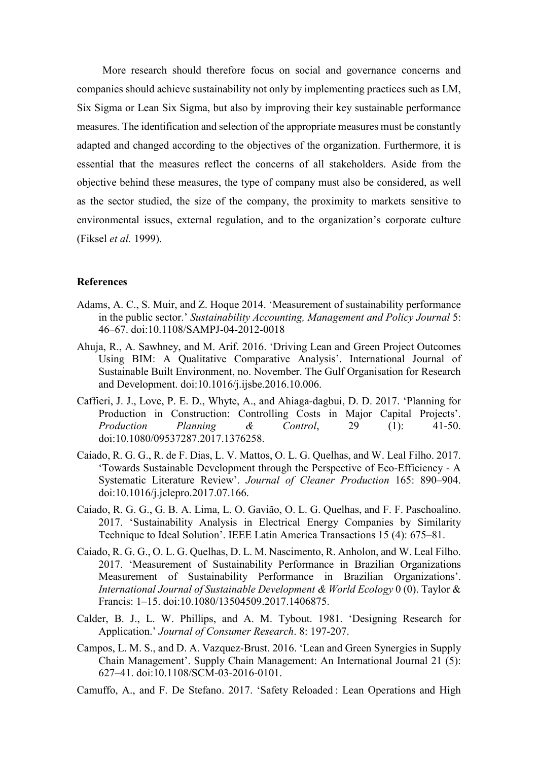More research should therefore focus on social and governance concerns and companies should achieve sustainability not only by implementing practices such as LM, Six Sigma or Lean Six Sigma, but also by improving their key sustainable performance measures. The identification and selection of the appropriate measures must be constantly adapted and changed according to the objectives of the organization. Furthermore, it is essential that the measures reflect the concerns of all stakeholders. Aside from the objective behind these measures, the type of company must also be considered, as well as the sector studied, the size of the company, the proximity to markets sensitive to environmental issues, external regulation, and to the organization's corporate culture (Fiksel *et al.* 1999).

## References

Adams, A. C., S. Muir, and Z. Hoque 2014. 'Measurement of sustainability performance in the public sector.' *Sustainability Accounting, Management and Policy Journal* 5: 46–67. doi:10.1108/SAMPJ-04-2012-0018

Ahuja, R., A. Sawhney, and M. Arif. 2016. 'Driving Lean and Green Project Outcomes Using BIM: A Qualitative Comparative Analysis'. International Journal of Sustainable Built Environment, no. November. The Gulf Organisation for Research and Development. doi:10.1016/j.ijsbe.2016.10.006.

Caffieri, J. J., Love, P. E. D., Whyte, A., and Ahiaga-dagbui, D. D. 2017. 'Planning for Production in Construction: Controlling Costs in Major Capital Projects'. *Production Planning & Control*, 29 (1): 41-50. doi:10.1080/09537287.2017.1376258.

Caiado, R. G. G., R. de F. Dias, L. V. Mattos, O. L. G. Quelhas, and W. Leal Filho. 2017. 'Towards Sustainable Development through the Perspective of Eco-Efficiency - A Systematic Literature Review'. *Journal of Cleaner Production* 165: 890–904. doi:10.1016/j.jclepro.2017.07.166.

Caiado, R. G. G., G. B. A. Lima, L. O. Gavião, O. L. G. Quelhas, and F. F. Paschoalino. 2017. 'Sustainability Analysis in Electrical Energy Companies by Similarity Technique to Ideal Solution'. IEEE Latin America Transactions 15 (4): 675–81.

Caiado, R. G. G., O. L. G. Quelhas, D. L. M. Nascimento, R. Anholon, and W. Leal Filho. 2017. 'Measurement of Sustainability Performance in Brazilian Organizations Measurement of Sustainability Performance in Brazilian Organizations'. *International Journal of Sustainable Development & World Ecology* 0 (0). Taylor & Francis: 1–15. doi:10.1080/13504509.2017.1406875.

Calder, B. J., L. W. Phillips, and A. M. Tybout. 1981. 'Designing Research for Application.' *Journal of Consumer Research*. 8: 197-207.

Campos, L. M. S., and D. A. Vazquez-Brust. 2016. 'Lean and Green Synergies in Supply Chain Management'. Supply Chain Management: An International Journal 21 (5): 627–41. doi:10.1108/SCM-03-2016-0101.

Camuffo, A., and F. De Stefano. 2017. 'Safety Reloaded : Lean Operations and High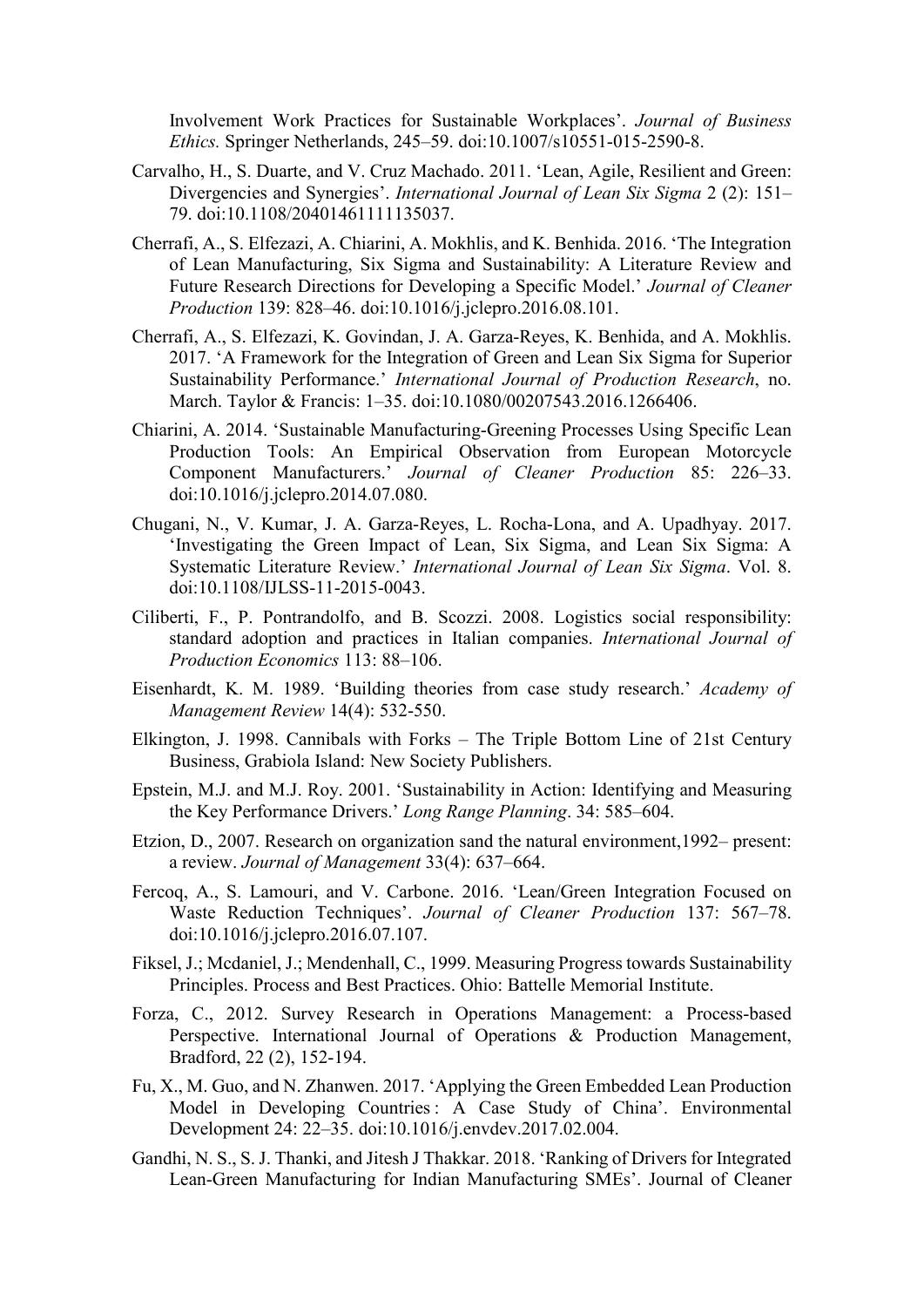Involvement Work Practices for Sustainable Workplaces'. *Journal of Business Ethics.* Springer Netherlands, 245–59. doi:10.1007/s10551-015-2590-8.

Carvalho, H., S. Duarte, and V. Cruz Machado. 2011. 'Lean, Agile, Resilient and Green: Divergencies and Synergies'. *International Journal of Lean Six Sigma* 2 (2): 151–79. doi:10.1108/20401461111135037.

Cherrafi, A., S. Elfezazi, A. Chiarini, A. Mokhlis, and K. Benhida. 2016. 'The Integration of Lean Manufacturing, Six Sigma and Sustainability: A Literature Review and Future Research Directions for Developing a Specific Model.' *Journal of Cleaner Production* 139: 828–46. doi:10.1016/j.jclepro.2016.08.101.

Cherrafi, A., S. Elfezazi, K. Govindan, J. A. Garza-Reyes, K. Benhida, and A. Mokhlis. 2017. 'A Framework for the Integration of Green and Lean Six Sigma for Superior Sustainability Performance.' *International Journal of Production Research*, no. March. Taylor & Francis: 1–35. doi:10.1080/00207543.2016.1266406.

Chiarini, A. 2014. 'Sustainable Manufacturing-Greening Processes Using Specific Lean Production Tools: An Empirical Observation from European Motorcycle Component Manufacturers.' *Journal of Cleaner Production* 85: 226–33. doi:10.1016/j.jclepro.2014.07.080.

Chugani, N., V. Kumar, J. A. Garza-Reyes, L. Rocha-Lona, and A. Upadhyay. 2017. 'Investigating the Green Impact of Lean, Six Sigma, and Lean Six Sigma: A Systematic Literature Review.' *International Journal of Lean Six Sigma*. Vol. 8. doi:10.1108/IJLSS-11-2015-0043.

Ciliberti, F., P. Pontrandolfo, and B. Scozzi. 2008. Logistics social responsibility: standard adoption and practices in Italian companies. *International Journal of Production Economics* 113: 88–106.

Eisenhardt, K. M. 1989. 'Building theories from case study research.' *Academy of Management Review* 14(4): 532-550.

Elkington, J. 1998. Cannibals with Forks – The Triple Bottom Line of 21st Century Business, Grabiola Island: New Society Publishers.

Epstein, M.J. and M.J. Roy. 2001. 'Sustainability in Action: Identifying and Measuring the Key Performance Drivers.' *Long Range Planning*. 34: 585–604.

Etzion, D., 2007. Research on organization sand the natural environment,1992– present: a review. *Journal of Management* 33(4): 637–664.

Fercoq, A., S. Lamouri, and V. Carbone. 2016. 'Lean/Green Integration Focused on Waste Reduction Techniques'. *Journal of Cleaner Production* 137: 567–78. doi:10.1016/j.jclepro.2016.07.107.

Fiksel, J.; Mcdaniel, J.; Mendenhall, C., 1999. Measuring Progress towards Sustainability Principles. Process and Best Practices. Ohio: Battelle Memorial Institute.

Forza, C., 2012. Survey Research in Operations Management: a Process-based Perspective. International Journal of Operations & Production Management, Bradford, 22 (2), 152-194.

Fu, X., M. Guo, and N. Zhanwen. 2017. 'Applying the Green Embedded Lean Production Model in Developing Countries : A Case Study of China'. Environmental Development 24: 22–35. doi:10.1016/j.envdev.2017.02.004.

Gandhi, N. S., S. J. Thanki, and Jitesh J Thakkar. 2018. 'Ranking of Drivers for Integrated Lean-Green Manufacturing for Indian Manufacturing SMEs'. Journal of Cleaner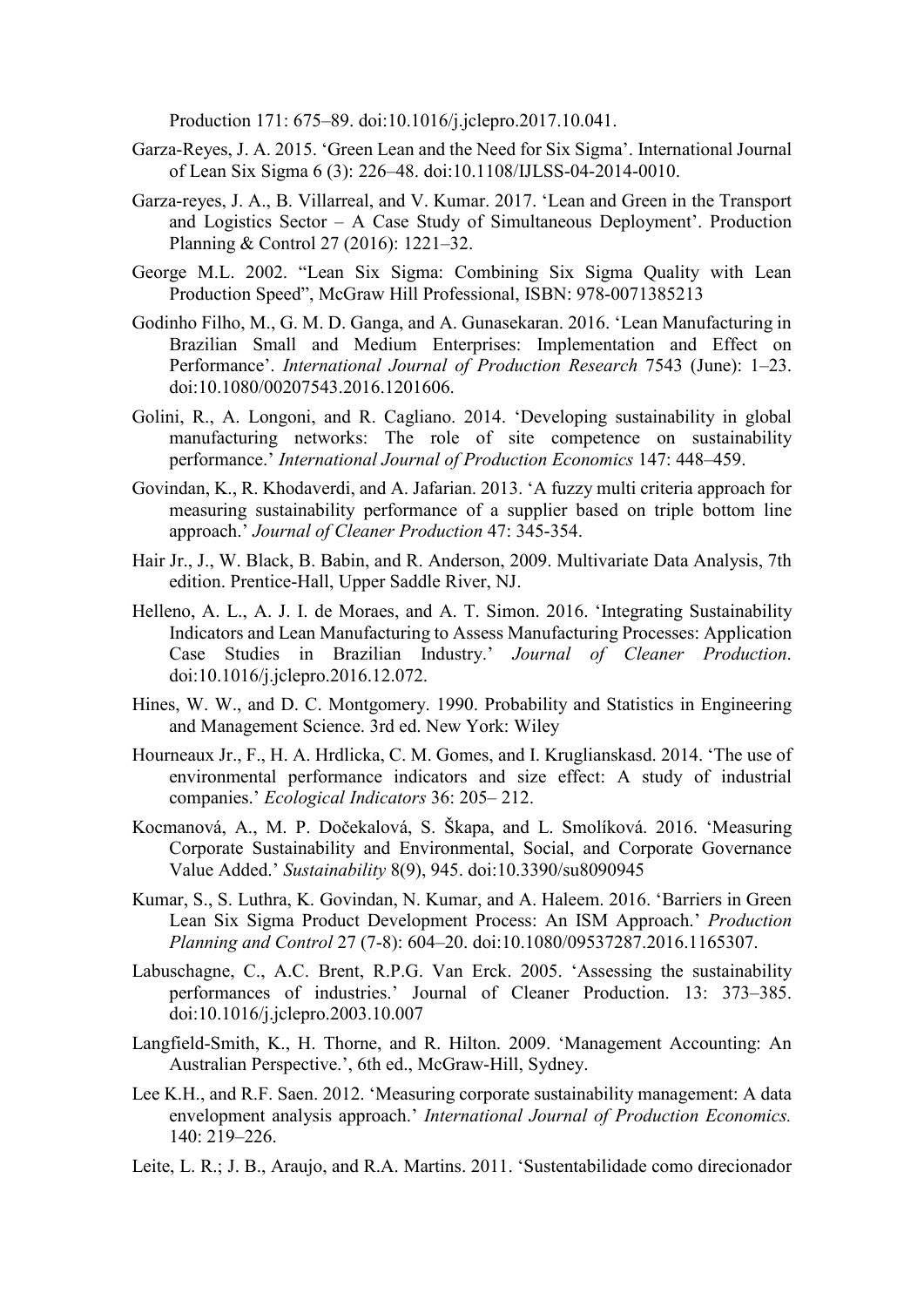Production 171: 675–89. doi:10.1016/j.jclepro.2017.10.041.

Garza-Reyes, J. A. 2015. 'Green Lean and the Need for Six Sigma'. International Journal of Lean Six Sigma 6 (3): 226–48. doi:10.1108/IJLSS-04-2014-0010.

Garza-reyes, J. A., B. Villarreal, and V. Kumar. 2017. 'Lean and Green in the Transport and Logistics Sector – A Case Study of Simultaneous Deployment'. Production Planning & Control 27 (2016): 1221–32.

George M.L. 2002. "Lean Six Sigma: Combining Six Sigma Quality with Lean Production Speed", McGraw Hill Professional, ISBN: 978-0071385213

Godinho Filho, M., G. M. D. Ganga, and A. Gunasekaran. 2016. 'Lean Manufacturing in Brazilian Small and Medium Enterprises: Implementation and Effect on Performance'. *International Journal of Production Research* 7543 (June): 1–23. doi:10.1080/00207543.2016.1201606.

Golini, R., A. Longoni, and R. Cagliano. 2014. 'Developing sustainability in global manufacturing networks: The role of site competence on sustainability performance.' *International Journal of Production Economics* 147: 448–459.

Govindan, K., R. Khodaverdi, and A. Jafarian. 2013. 'A fuzzy multi criteria approach for measuring sustainability performance of a supplier based on triple bottom line approach.' *Journal of Cleaner Production* 47: 345-354.

Hair Jr., J., W. Black, B. Babin, and R. Anderson, 2009. Multivariate Data Analysis, 7th edition. Prentice-Hall, Upper Saddle River, NJ.

Helleno, A. L., A. J. I. de Moraes, and A. T. Simon. 2016. 'Integrating Sustainability Indicators and Lean Manufacturing to Assess Manufacturing Processes: Application Case Studies in Brazilian Industry.' *Journal of Cleaner Production*. doi:10.1016/j.jclepro.2016.12.072.

Hines, W. W., and D. C. Montgomery. 1990. Probability and Statistics in Engineering and Management Science. 3rd ed. New York: Wiley

Hourneaux Jr., F., H. A. Hrdlicka, C. M. Gomes, and I. Kruglianskasd. 2014. 'The use of environmental performance indicators and size effect: A study of industrial companies.' *Ecological Indicators* 36: 205– 212.

Kocmanová, A., M. P. Dočekalová, S. Škapa, and L. Smolíková. 2016. 'Measuring Corporate Sustainability and Environmental, Social, and Corporate Governance Value Added.' *Sustainability* 8(9), 945. doi:10.3390/su8090945

Kumar, S., S. Luthra, K. Govindan, N. Kumar, and A. Haleem. 2016. 'Barriers in Green Lean Six Sigma Product Development Process: An ISM Approach.' *Production Planning and Control* 27 (7-8): 604–20. doi:10.1080/09537287.2016.1165307.

Labuschagne, C., A.C. Brent, R.P.G. Van Erck. 2005. 'Assessing the sustainability performances of industries.' Journal of Cleaner Production. 13: 373–385. doi:10.1016/j.jclepro.2003.10.007

Langfield-Smith, K., H. Thorne, and R. Hilton. 2009. 'Management Accounting: An Australian Perspective.', 6th ed., McGraw-Hill, Sydney.

Lee K.H., and R.F. Saen. 2012. 'Measuring corporate sustainability management: A data envelopment analysis approach.' *International Journal of Production Economics.* 140: 219–226.

Leite, L. R.; J. B., Araujo, and R.A. Martins. 2011. 'Sustentabilidade como direcionador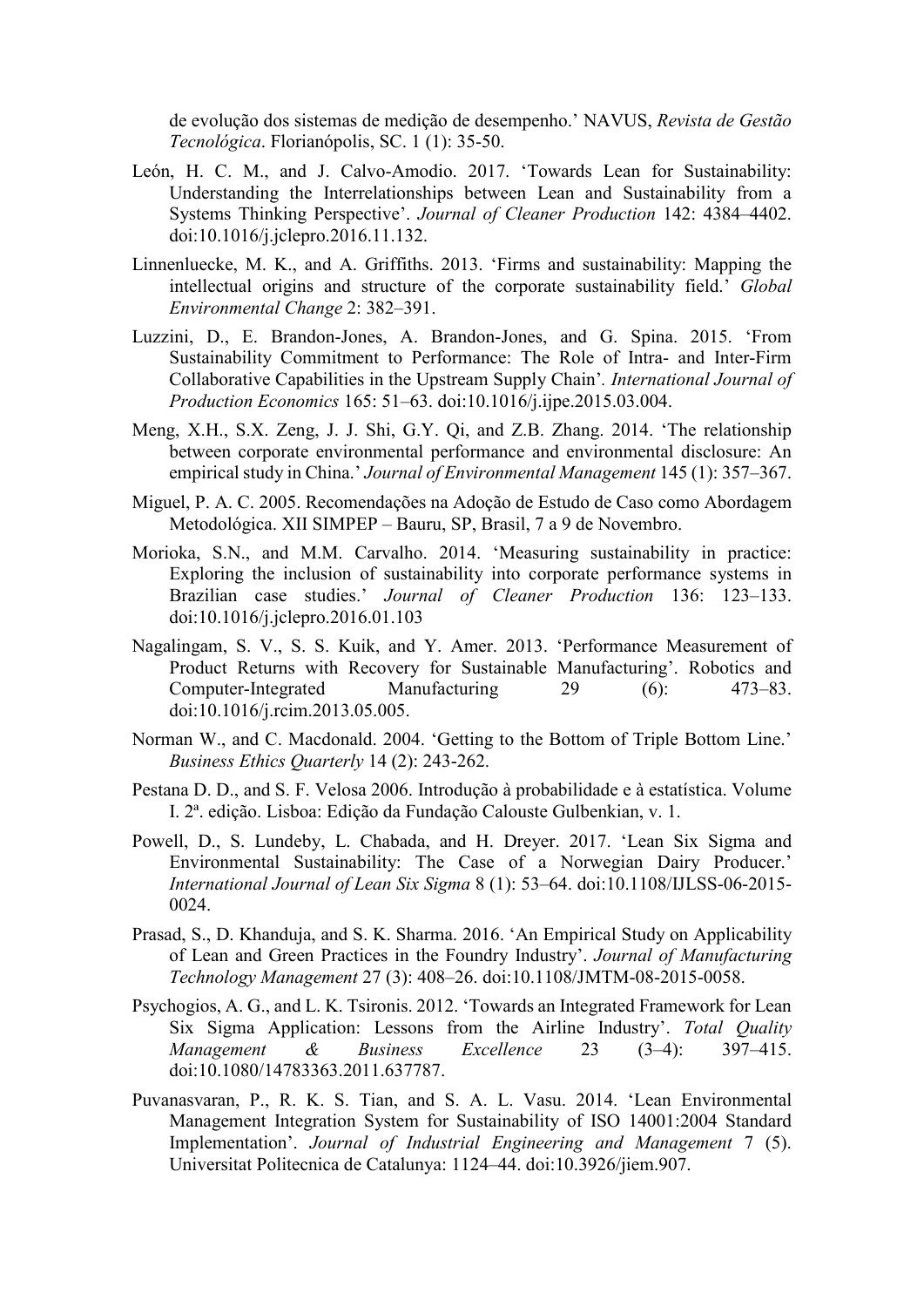de evolução dos sistemas de medição de desempenho.' NAVUS, *Revista de Gestão Tecnológica*. Florianópolis, SC. 1 (1): 35-50.

León, H. C. M., and J. Calvo-Amodio. 2017. 'Towards Lean for Sustainability: Understanding the Interrelationships between Lean and Sustainability from a Systems Thinking Perspective'. *Journal of Cleaner Production* 142: 4384–4402. doi:10.1016/j.jclepro.2016.11.132.

Linnenluecke, M. K., and A. Griffiths. 2013. 'Firms and sustainability: Mapping the intellectual origins and structure of the corporate sustainability field.' *Global Environmental Change* 2: 382–391.

Luzzini, D., E. Brandon-Jones, A. Brandon-Jones, and G. Spina. 2015. 'From Sustainability Commitment to Performance: The Role of Intra- and Inter-Firm Collaborative Capabilities in the Upstream Supply Chain'*. International Journal of Production Economics* 165: 51–63. doi:10.1016/j.ijpe.2015.03.004.

Meng, X.H., S.X. Zeng, J. J. Shi, G.Y. Qi, and Z.B. Zhang. 2014. 'The relationship between corporate environmental performance and environmental disclosure: An empirical study in China.' *Journal of Environmental Management* 145 (1): 357–367.

Miguel, P. A. C. 2005. Recomendações na Adoção de Estudo de Caso como Abordagem Metodológica. XII SIMPEP – Bauru, SP, Brasil, 7 a 9 de Novembro.

Morioka, S.N., and M.M. Carvalho. 2014. 'Measuring sustainability in practice: Exploring the inclusion of sustainability into corporate performance systems in Brazilian case studies.' *Journal of Cleaner Production* 136: 123–133. doi:10.1016/j.jclepro.2016.01.103

Nagalingam, S. V., S. S. Kuik, and Y. Amer. 2013. 'Performance Measurement of Product Returns with Recovery for Sustainable Manufacturing'. Robotics and Computer-Integrated Manufacturing 29 (6): 473–83. doi:10.1016/j.rcim.2013.05.005.

Norman W., and C. Macdonald. 2004. 'Getting to the Bottom of Triple Bottom Line.' *Business Ethics Quarterly* 14 (2): 243-262.

Pestana D. D., and S. F. Velosa 2006. Introdução à probabilidade e à estatística. Volume I. 2ª. edição. Lisboa: Edição da Fundação Calouste Gulbenkian, v. 1.

Powell, D., S. Lundeby, L. Chabada, and H. Dreyer. 2017. 'Lean Six Sigma and Environmental Sustainability: The Case of a Norwegian Dairy Producer.' *International Journal of Lean Six Sigma* 8 (1): 53–64. doi:10.1108/IJLSS-06-2015-0024.

Prasad, S., D. Khanduja, and S. K. Sharma. 2016. 'An Empirical Study on Applicability of Lean and Green Practices in the Foundry Industry'. *Journal of Manufacturing Technology Management* 27 (3): 408–26. doi:10.1108/JMTM-08-2015-0058.

Psychogios, A. G., and L. K. Tsironis. 2012. 'Towards an Integrated Framework for Lean Six Sigma Application: Lessons from the Airline Industry'. *Total Quality Management & Business Excellence* 23 (3–4): 397–415. doi:10.1080/14783363.2011.637787.

Puvanasvaran, P., R. K. S. Tian, and S. A. L. Vasu. 2014. 'Lean Environmental Management Integration System for Sustainability of ISO 14001:2004 Standard Implementation'. *Journal of Industrial Engineering and Management* 7 (5). Universitat Politecnica de Catalunya: 1124–44. doi:10.3926/jiem.907.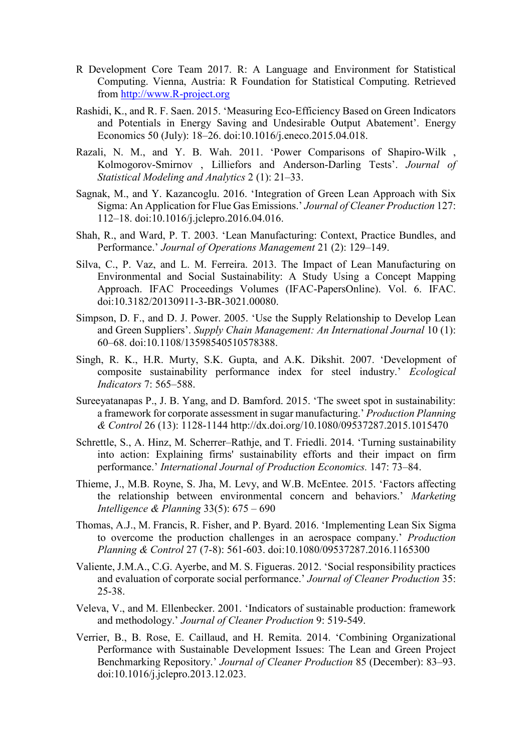R Development Core Team 2017. R: A Language and Environment for Statistical Computing. Vienna, Austria: R Foundation for Statistical Computing. Retrieved from http://www.R-project.org

Rashidi, K., and R. F. Saen. 2015. 'Measuring Eco-Efficiency Based on Green Indicators and Potentials in Energy Saving and Undesirable Output Abatement'. Energy Economics 50 (July): 18–26. doi:10.1016/j.eneco.2015.04.018.

Razali, N. M., and Y. B. Wah. 2011. 'Power Comparisons of Shapiro-Wilk , Kolmogorov-Smirnov , Lilliefors and Anderson-Darling Tests'. *Journal of Statistical Modeling and Analytics* 2 (1): 21–33.

Sagnak, M., and Y. Kazancoglu. 2016. 'Integration of Green Lean Approach with Six Sigma: An Application for Flue Gas Emissions.' *Journal of Cleaner Production* 127: 112–18. doi:10.1016/j.jclepro.2016.04.016.

Shah, R., and Ward, P. T. 2003. 'Lean Manufacturing: Context, Practice Bundles, and Performance.' *Journal of Operations Management* 21 (2): 129–149.

Silva, C., P. Vaz, and L. M. Ferreira. 2013. The Impact of Lean Manufacturing on Environmental and Social Sustainability: A Study Using a Concept Mapping Approach. IFAC Proceedings Volumes (IFAC-PapersOnline). Vol. 6. IFAC. doi:10.3182/20130911-3-BR-3021.00080.

Simpson, D. F., and D. J. Power. 2005. 'Use the Supply Relationship to Develop Lean and Green Suppliers'. *Supply Chain Management: An International Journal* 10 (1): 60–68. doi:10.1108/13598540510578388.

Singh, R. K., H.R. Murty, S.K. Gupta, and A.K. Dikshit. 2007. 'Development of composite sustainability performance index for steel industry.' *Ecological Indicators* 7: 565–588.

Sureeyatanapas P., J. B. Yang, and D. Bamford. 2015. 'The sweet spot in sustainability: a framework for corporate assessment in sugar manufacturing.' *Production Planning & Control* 26 (13): 1128-1144 http://dx.doi.org/10.1080/09537287.2015.1015470

Schrettle, S., A. Hinz, M. Scherrer–Rathje, and T. Friedli. 2014. 'Turning sustainability into action: Explaining firms' sustainability efforts and their impact on firm performance.' *International Journal of Production Economics.* 147: 73–84.

Thieme, J., M.B. Royne, S. Jha, M. Levy, and W.B. McEntee. 2015. 'Factors affecting the relationship between environmental concern and behaviors.' *Marketing Intelligence & Planning* 33(5): 675 – 690

Thomas, A.J., M. Francis, R. Fisher, and P. Byard. 2016. 'Implementing Lean Six Sigma to overcome the production challenges in an aerospace company.' *Production Planning & Control* 27 (7-8): 561-603. doi:10.1080/09537287.2016.1165300

Valiente, J.M.A., C.G. Ayerbe, and M. S. Figueras. 2012. 'Social responsibility practices and evaluation of corporate social performance.' *Journal of Cleaner Production* 35: 25-38.

Veleva, V., and M. Ellenbecker. 2001. 'Indicators of sustainable production: framework and methodology.' *Journal of Cleaner Production* 9: 519-549.

Verrier, B., B. Rose, E. Caillaud, and H. Remita. 2014. 'Combining Organizational Performance with Sustainable Development Issues: The Lean and Green Project Benchmarking Repository.' *Journal of Cleaner Production* 85 (December): 83–93. doi:10.1016/j.jclepro.2013.12.023.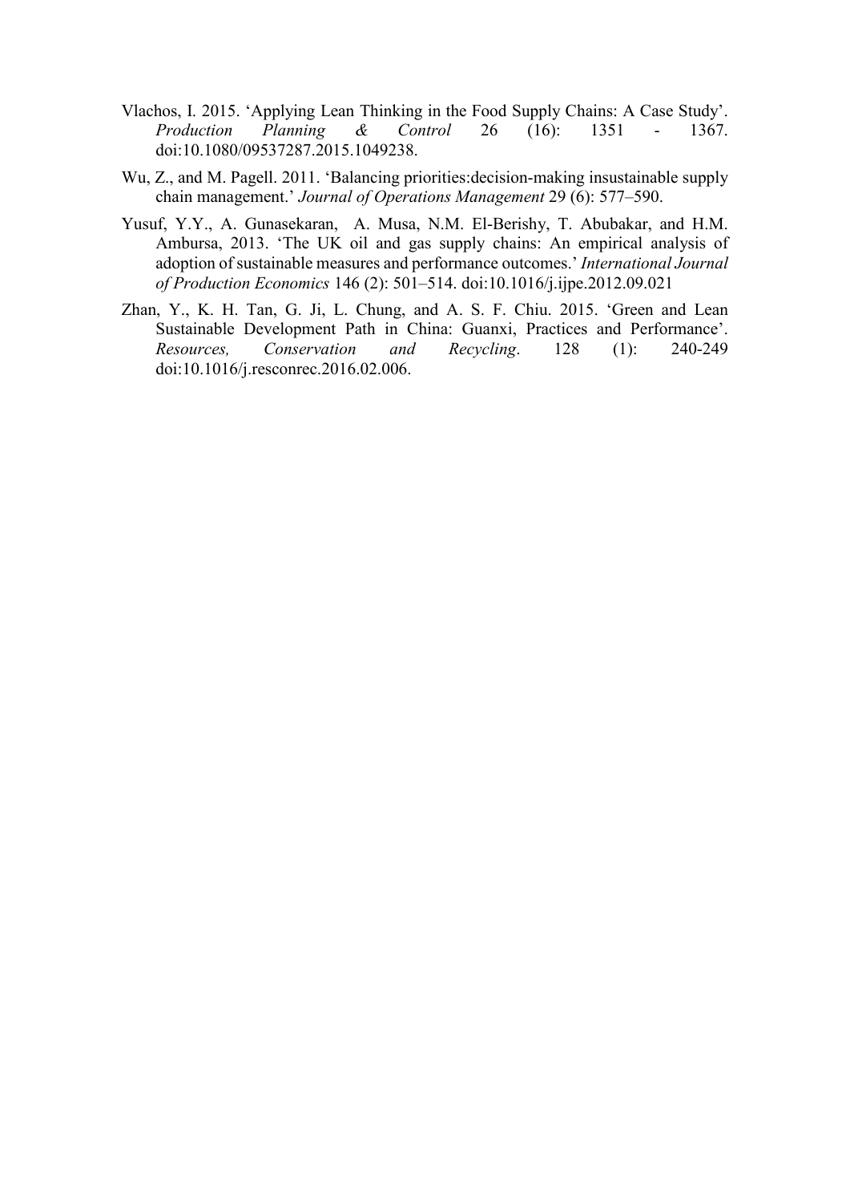Vlachos, I. 2015. ‘Applying Lean Thinking in the Food Supply Chains: A Case Study’. *Production Planning & Control* 26 (16): 1351 - 1367. doi:10.1080/09537287.2015.1049238.

Wu, Z., and M. Pagell. 2011. ‘Balancing priorities:decision-making insustainable supply chain management.’ *Journal of Operations Management* 29 (6): 577–590.

Yusuf, Y.Y., A. Gunasekaran, A. Musa, N.M. El-Berishy, T. Abubakar, and H.M. Ambursa, 2013. ‘The UK oil and gas supply chains: An empirical analysis of adoption of sustainable measures and performance outcomes.’ *International Journal of Production Economics* 146 (2): 501–514. doi:10.1016/j.ijpe.2012.09.021

Zhan, Y., K. H. Tan, G. Ji, L. Chung, and A. S. F. Chiu. 2015. ‘Green and Lean Sustainable Development Path in China: Guanxi, Practices and Performance’. *Resources, Conservation and Recycling*. 128 (1): 240-249 doi:10.1016/j.resconrec.2016.02.006.